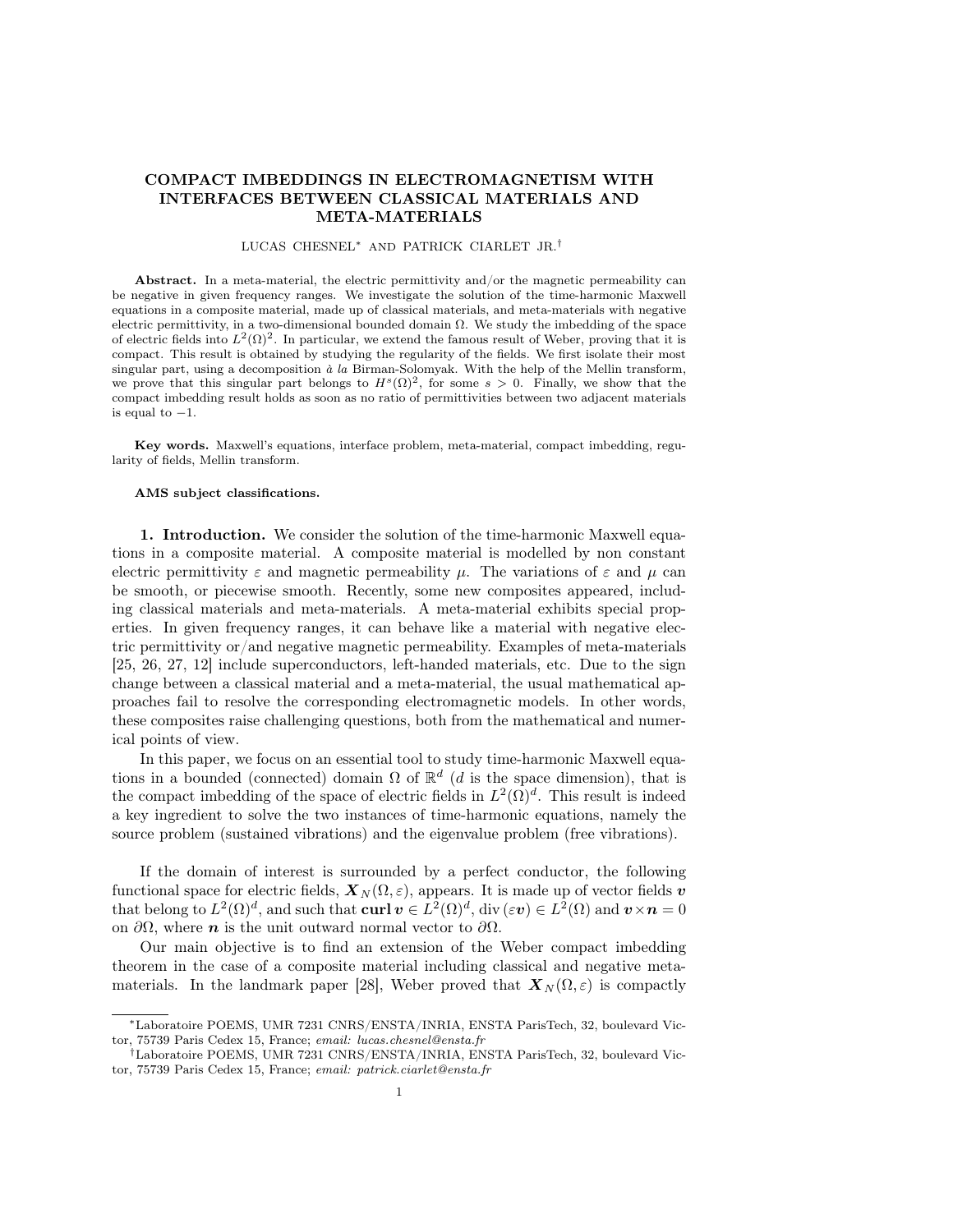# COMPACT IMBEDDINGS IN ELECTROMAGNETISM WITH INTERFACES BETWEEN CLASSICAL MATERIALS AND META-MATERIALS

LUCAS CHESNEL[*] AND PATRICK CIARLET JR.[†]

**Abstract.** In a meta-material, the electric permittivity and/or the magnetic permeability can be negative in given frequency ranges. We investigate the solution of the time-harmonic Maxwell equations in a composite material, made up of classical materials, and meta-materials with negative electric permittivity, in a two-dimensional bounded domain $\Omega$. We study the imbedding of the space of electric fields into $L^2(\Omega)^2$. In particular, we extend the famous result of Weber, proving that it is compact. This result is obtained by studying the regularity of the fields. We first isolate their most singular part, using a decomposition *à la* Birman-Solomyak. With the help of the Mellin transform, we prove that this singular part belongs to $H^s(\Omega)^2$, for some $s > 0$. Finally, we show that the compact imbedding result holds as soon as no ratio of permittivities between two adjacent materials is equal to $-1$.

**Key words.** Maxwell's equations, interface problem, meta-material, compact imbedding, regularity of fields, Mellin transform.

**AMS subject classifications.**

## 1. Introduction.

We consider the solution of the time-harmonic Maxwell equations in a composite material. A composite material is modelled by non constant electric permittivity $\varepsilon$ and magnetic permeability $\mu$. The variations of $\varepsilon$ and $\mu$ can be smooth, or piecewise smooth. Recently, some new composites appeared, including classical materials and meta-materials. A meta-material exhibits special properties. In given frequency ranges, it can behave like a material with negative electric permittivity or/and negative magnetic permeability. Examples of meta-materials [25, 26, 27, 12] include superconductors, left-handed materials, etc. Due to the sign change between a classical material and a meta-material, the usual mathematical approaches fail to resolve the corresponding electromagnetic models. In other words, these composites raise challenging questions, both from the mathematical and numerical points of view.

In this paper, we focus on an essential tool to study time-harmonic Maxwell equations in a bounded (connected) domain $\Omega$ of $\mathbb{R}^d$ ($d$ is the space dimension), that is the compact imbedding of the space of electric fields in $L^2(\Omega)^d$. This result is indeed a key ingredient to solve the two instances of time-harmonic equations, namely the source problem (sustained vibrations) and the eigenvalue problem (free vibrations).

If the domain of interest is surrounded by a perfect conductor, the following functional space for electric fields, $\boldsymbol{X}_N(\Omega, \varepsilon)$, appears. It is made up of vector fields $\boldsymbol{v}$ that belong to $L^2(\Omega)^d$, and such that $\mathbf{curl}\,\boldsymbol{v} \in L^2(\Omega)^d$, $\mathrm{div}\,(\varepsilon \boldsymbol{v}) \in L^2(\Omega)$ and $\boldsymbol{v} \times \boldsymbol{n} = 0$ on $\partial\Omega$, where $\boldsymbol{n}$ is the unit outward normal vector to $\partial\Omega$.

Our main objective is to find an extension of the Weber compact imbedding theorem in the case of a composite material including classical and negative meta-materials. In the landmark paper [28], Weber proved that $\boldsymbol{X}_N(\Omega, \varepsilon)$ is compactly

---

[*] Laboratoire POEMS, UMR 7231 CNRS/ENSTA/INRIA, ENSTA ParisTech, 32, boulevard Victor, 75739 Paris Cedex 15, France; *email: lucas.chesnel@ensta.fr*

[†] Laboratoire POEMS, UMR 7231 CNRS/ENSTA/INRIA, ENSTA ParisTech, 32, boulevard Victor, 75739 Paris Cedex 15, France; *email: patrick.ciarlet@ensta.fr*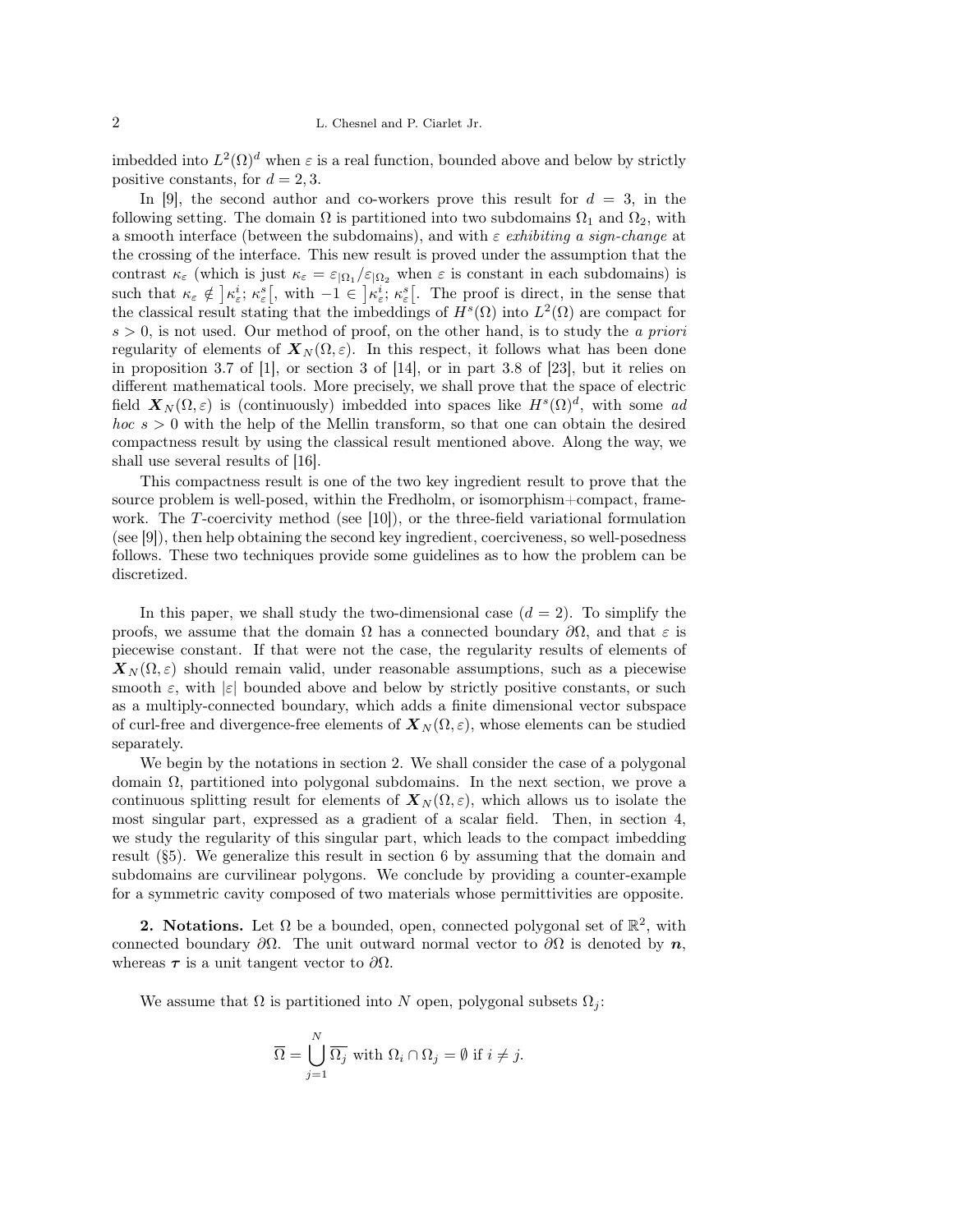imbedded into $L^2(\Omega)^d$ when $\varepsilon$ is a real function, bounded above and below by strictly positive constants, for $d = 2, 3$.

In [9], the second author and co-workers prove this result for $d = 3$, in the following setting. The domain $\Omega$ is partitioned into two subdomains $\Omega_1$ and $\Omega_2$, with a smooth interface (between the subdomains), and with $\varepsilon$ *exhibiting a sign-change* at the crossing of the interface. This new result is proved under the assumption that the contrast $\kappa_\varepsilon$ (which is just $\kappa_\varepsilon = \varepsilon_{|\Omega_1}/\varepsilon_{|\Omega_2}$ when $\varepsilon$ is constant in each subdomains) is such that $\kappa_\varepsilon \notin \left]\kappa_\varepsilon^i;\, \kappa_\varepsilon^s\right[$, with $-1 \in \left]\kappa_\varepsilon^i;\, \kappa_\varepsilon^s\right[$. The proof is direct, in the sense that the classical result stating that the imbeddings of $H^s(\Omega)$ into $L^2(\Omega)$ are compact for $s > 0$, is not used. Our method of proof, on the other hand, is to study the *a priori* regularity of elements of $\boldsymbol{X}_N(\Omega, \varepsilon)$. In this respect, it follows what has been done in proposition 3.7 of [1], or section 3 of [14], or in part 3.8 of [23], but it relies on different mathematical tools. More precisely, we shall prove that the space of electric field $\boldsymbol{X}_N(\Omega, \varepsilon)$ is (continuously) imbedded into spaces like $H^s(\Omega)^d$, with some *ad hoc* $s > 0$ with the help of the Mellin transform, so that one can obtain the desired compactness result by using the classical result mentioned above. Along the way, we shall use several results of [16].

This compactness result is one of the two key ingredient result to prove that the source problem is well-posed, within the Fredholm, or isomorphism+compact, framework. The $T$-coercivity method (see [10]), or the three-field variational formulation (see [9]), then help obtaining the second key ingredient, coerciveness, so well-posedness follows. These two techniques provide some guidelines as to how the problem can be discretized.

In this paper, we shall study the two-dimensional case ($d = 2$). To simplify the proofs, we assume that the domain $\Omega$ has a connected boundary $\partial\Omega$, and that $\varepsilon$ is piecewise constant. If that were not the case, the regularity results of elements of $\boldsymbol{X}_N(\Omega, \varepsilon)$ should remain valid, under reasonable assumptions, such as a piecewise smooth $\varepsilon$, with $|\varepsilon|$ bounded above and below by strictly positive constants, or such as a multiply-connected boundary, which adds a finite dimensional vector subspace of curl-free and divergence-free elements of $\boldsymbol{X}_N(\Omega, \varepsilon)$, whose elements can be studied separately.

We begin by the notations in section 2. We shall consider the case of a polygonal domain $\Omega$, partitioned into polygonal subdomains. In the next section, we prove a continuous splitting result for elements of $\boldsymbol{X}_N(\Omega, \varepsilon)$, which allows us to isolate the most singular part, expressed as a gradient of a scalar field. Then, in section 4, we study the regularity of this singular part, which leads to the compact imbedding result (§5). We generalize this result in section 6 by assuming that the domain and subdomains are curvilinear polygons. We conclude by providing a counter-example for a symmetric cavity composed of two materials whose permittivities are opposite.

## 2. Notations.

Let $\Omega$ be a bounded, open, connected polygonal set of $\mathbb{R}^2$, with connected boundary $\partial\Omega$. The unit outward normal vector to $\partial\Omega$ is denoted by $\boldsymbol{n}$, whereas $\boldsymbol{\tau}$ is a unit tangent vector to $\partial\Omega$.

We assume that $\Omega$ is partitioned into $N$ open, polygonal subsets $\Omega_j$:

$$\overline{\Omega} = \bigcup_{j=1}^{N} \overline{\Omega_j} \text{ with } \Omega_i \cap \Omega_j = \emptyset \text{ if } i \neq j.$$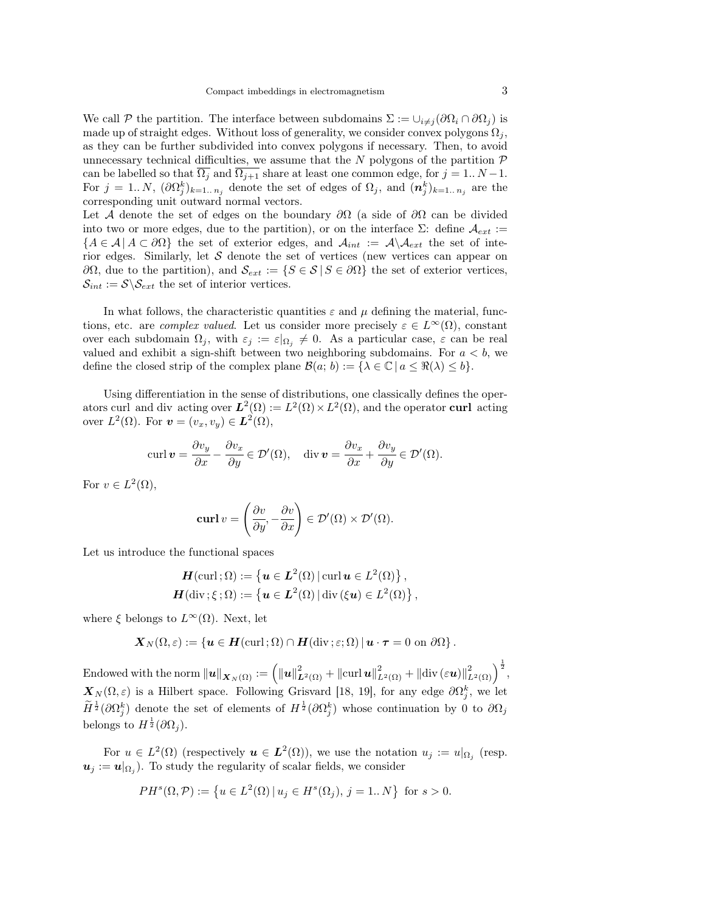We call $\mathcal{P}$ the partition. The interface between subdomains $\Sigma := \cup_{i \neq j}(\partial\Omega_i \cap \partial\Omega_j)$ is made up of straight edges. Without loss of generality, we consider convex polygons $\Omega_j$, as they can be further subdivided into convex polygons if necessary. Then, to avoid unnecessary technical difficulties, we assume that the $N$ polygons of the partition $\mathcal{P}$ can be labelled so that $\overline{\Omega_j}$ and $\overline{\Omega_{j+1}}$ share at least one common edge, for $j = 1..\,N-1$. For $j = 1..\,N$, $(\partial\Omega_j^k)_{k=1..\,n_j}$ denote the set of edges of $\Omega_j$, and $(\boldsymbol{n}_j^k)_{k=1..\,n_j}$ are the corresponding unit outward normal vectors.
Let $\mathcal{A}$ denote the set of edges on the boundary $\partial\Omega$ (a side of $\partial\Omega$ can be divided into two or more edges, due to the partition), or on the interface $\Sigma$: define $\mathcal{A}_{ext} := \{A \in \mathcal{A} \,|\, A \subset \partial\Omega\}$ the set of exterior edges, and $\mathcal{A}_{int} := \mathcal{A}\backslash\mathcal{A}_{ext}$ the set of interior edges. Similarly, let $\mathcal{S}$ denote the set of vertices (new vertices can appear on $\partial\Omega$, due to the partition), and $\mathcal{S}_{ext} := \{S \in \mathcal{S} \,|\, S \in \partial\Omega\}$ the set of exterior vertices, $\mathcal{S}_{int} := \mathcal{S}\backslash\mathcal{S}_{ext}$ the set of interior vertices.

In what follows, the characteristic quantities $\varepsilon$ and $\mu$ defining the material, functions, etc. are *complex valued*. Let us consider more precisely $\varepsilon \in L^\infty(\Omega)$, constant over each subdomain $\Omega_j$, with $\varepsilon_j := \varepsilon|_{\Omega_j} \neq 0$. As a particular case, $\varepsilon$ can be real valued and exhibit a sign-shift between two neighboring subdomains. For $a < b$, we define the closed strip of the complex plane $\mathcal{B}(a;\, b) := \{\lambda \in \mathbb{C} \,|\, a \leq \Re(\lambda) \leq b\}$.

Using differentiation in the sense of distributions, one classically defines the operators curl and div acting over $\boldsymbol{L}^2(\Omega) := L^2(\Omega) \times L^2(\Omega)$, and the operator $\textbf{curl}$ acting over $L^2(\Omega)$. For $\boldsymbol{v} = (v_x, v_y) \in \boldsymbol{L}^2(\Omega)$,

$$\operatorname{curl} \boldsymbol{v} = \frac{\partial v_y}{\partial x} - \frac{\partial v_x}{\partial y} \in \mathcal{D}'(\Omega), \quad \operatorname{div} \boldsymbol{v} = \frac{\partial v_x}{\partial x} + \frac{\partial v_y}{\partial y} \in \mathcal{D}'(\Omega).$$

For $v \in L^2(\Omega)$,

$$\textbf{curl}\, v = \left(\frac{\partial v}{\partial y}, -\frac{\partial v}{\partial x}\right) \in \mathcal{D}'(\Omega) \times \mathcal{D}'(\Omega).$$

Let us introduce the functional spaces

$$\boldsymbol{H}(\operatorname{curl}\,;\Omega) := \left\{\boldsymbol{u} \in \boldsymbol{L}^2(\Omega) \,|\, \operatorname{curl} \boldsymbol{u} \in L^2(\Omega)\right\},$$
$$\boldsymbol{H}(\operatorname{div}\,;\xi\,;\Omega) := \left\{\boldsymbol{u} \in \boldsymbol{L}^2(\Omega) \,|\, \operatorname{div}(\xi \boldsymbol{u}) \in L^2(\Omega)\right\},$$

where $\xi$ belongs to $L^\infty(\Omega)$. Next, let

$$\boldsymbol{X}_N(\Omega, \varepsilon) := \{\boldsymbol{u} \in \boldsymbol{H}(\operatorname{curl}\,;\Omega) \cap \boldsymbol{H}(\operatorname{div}\,;\varepsilon;\Omega) \,|\, \boldsymbol{u} \cdot \boldsymbol{\tau} = 0 \text{ on } \partial\Omega\}.$$

Endowed with the norm $\|\boldsymbol{u}\|_{\boldsymbol{X}_N(\Omega)} := \left(\|\boldsymbol{u}\|^2_{\boldsymbol{L}^2(\Omega)} + \|\operatorname{curl} \boldsymbol{u}\|^2_{L^2(\Omega)} + \|\operatorname{div}(\varepsilon \boldsymbol{u})\|^2_{L^2(\Omega)}\right)^{\frac{1}{2}}$, $\boldsymbol{X}_N(\Omega, \varepsilon)$ is a Hilbert space. Following Grisvard [18, 19], for any edge $\partial\Omega_j^k$, we let $\widetilde{H}^{\frac{1}{2}}(\partial\Omega_j^k)$ denote the set of elements of $H^{\frac{1}{2}}(\partial\Omega_j^k)$ whose continuation by 0 to $\partial\Omega_j$ belongs to $H^{\frac{1}{2}}(\partial\Omega_j)$.

For $u \in L^2(\Omega)$ (respectively $\boldsymbol{u} \in \boldsymbol{L}^2(\Omega)$), we use the notation $u_j := u|_{\Omega_j}$ (resp. $\boldsymbol{u}_j := \boldsymbol{u}|_{\Omega_j}$). To study the regularity of scalar fields, we consider

$$PH^s(\Omega, \mathcal{P}) := \left\{u \in L^2(\Omega) \,|\, u_j \in H^s(\Omega_j),\, j = 1..\,N\right\} \text{ for } s > 0.$$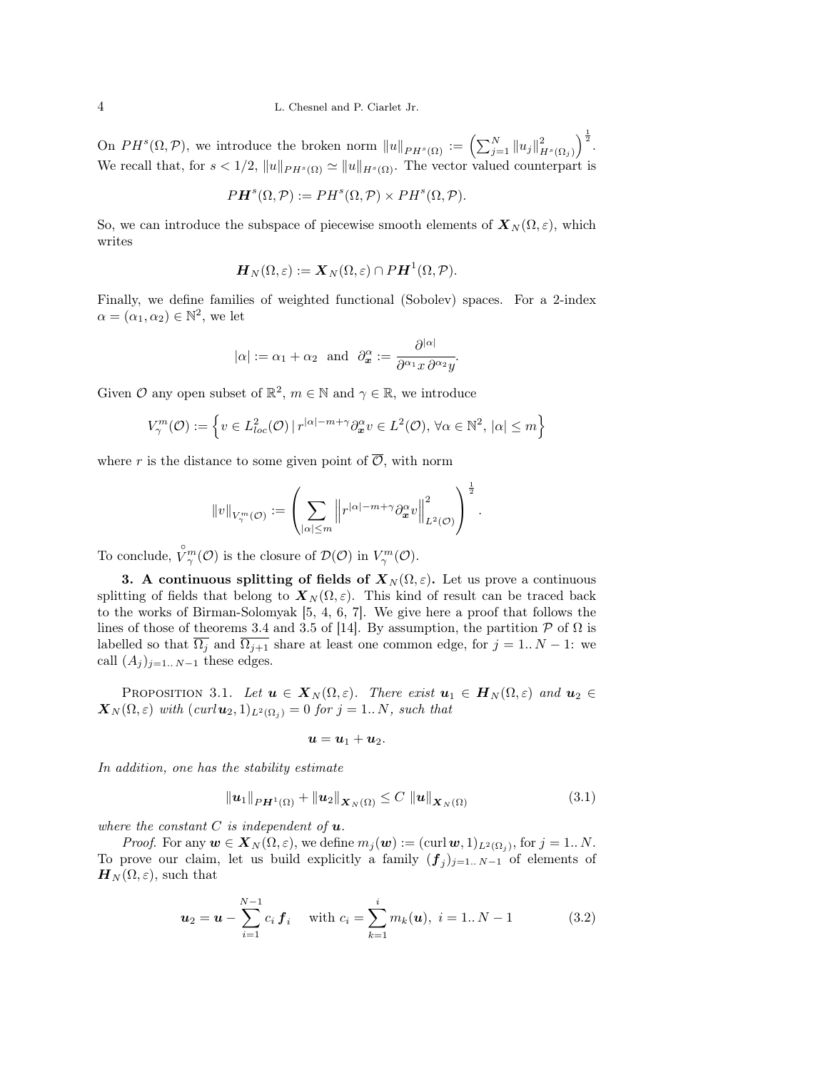On $PH^s(\Omega, \mathcal{P})$, we introduce the broken norm $\|u\|_{PH^s(\Omega)} := \left(\sum_{j=1}^N \|u_j\|^2_{H^s(\Omega_j)}\right)^{\frac{1}{2}}$. We recall that, for $s < 1/2$, $\|u\|_{PH^s(\Omega)} \simeq \|u\|_{H^s(\Omega)}$. The vector valued counterpart is

$$PH^s(\Omega, \mathcal{P}) := PH^s(\Omega, \mathcal{P}) \times PH^s(\Omega, \mathcal{P}).$$

So, we can introduce the subspace of piecewise smooth elements of $\boldsymbol{X}_N(\Omega, \varepsilon)$, which writes

$$\boldsymbol{H}_N(\Omega, \varepsilon) := \boldsymbol{X}_N(\Omega, \varepsilon) \cap P\boldsymbol{H}^1(\Omega, \mathcal{P}).$$

Finally, we define families of weighted functional (Sobolev) spaces. For a 2-index $\alpha = (\alpha_1, \alpha_2) \in \mathbb{N}^2$, we let

$$|\alpha| := \alpha_1 + \alpha_2 \quad \text{and} \quad \partial^\alpha_{\boldsymbol{x}} := \frac{\partial^{|\alpha|}}{\partial^{\alpha_1} x \, \partial^{\alpha_2} y}.$$

Given $\mathcal{O}$ any open subset of $\mathbb{R}^2$, $m \in \mathbb{N}$ and $\gamma \in \mathbb{R}$, we introduce

$$V^m_\gamma(\mathcal{O}) := \left\{ v \in L^2_{loc}(\mathcal{O}) \,|\, r^{|\alpha| - m + \gamma} \partial^\alpha_{\boldsymbol{x}} v \in L^2(\mathcal{O}), \, \forall \alpha \in \mathbb{N}^2, \, |\alpha| \leq m \right\}$$

where $r$ is the distance to some given point of $\overline{\mathcal{O}}$, with norm

$$\|v\|_{V^m_\gamma(\mathcal{O})} := \left( \sum_{|\alpha| \leq m} \left\| r^{|\alpha| - m + \gamma} \partial^\alpha_{\boldsymbol{x}} v \right\|^2_{L^2(\mathcal{O})} \right)^{\frac{1}{2}}.$$

To conclude, $\mathring{V}^m_\gamma(\mathcal{O})$ is the closure of $\mathcal{D}(\mathcal{O})$ in $V^m_\gamma(\mathcal{O})$.

**3. A continuous splitting of fields of $\boldsymbol{X}_N(\Omega, \varepsilon)$.** Let us prove a continuous splitting of fields that belong to $\boldsymbol{X}_N(\Omega, \varepsilon)$. This kind of result can be traced back to the works of Birman-Solomyak [5, 4, 6, 7]. We give here a proof that follows the lines of those of theorems 3.4 and 3.5 of [14]. By assumption, the partition $\mathcal{P}$ of $\Omega$ is labelled so that $\overline{\Omega_j}$ and $\overline{\Omega_{j+1}}$ share at least one common edge, for $j = 1..N-1$: we call $(A_j)_{j=1..N-1}$ these edges.

Proposition 3.1. *Let $\boldsymbol{u} \in \boldsymbol{X}_N(\Omega, \varepsilon)$. There exist $\boldsymbol{u}_1 \in \boldsymbol{H}_N(\Omega, \varepsilon)$ and $\boldsymbol{u}_2 \in \boldsymbol{X}_N(\Omega, \varepsilon)$ with $(curl\, \boldsymbol{u}_2, 1)_{L^2(\Omega_j)} = 0$ for $j = 1..N$, such that*

$$\boldsymbol{u} = \boldsymbol{u}_1 + \boldsymbol{u}_2.$$

*In addition, one has the stability estimate*

$$\|\boldsymbol{u}_1\|_{P\boldsymbol{H}^1(\Omega)} + \|\boldsymbol{u}_2\|_{\boldsymbol{X}_N(\Omega)} \leq C \, \|\boldsymbol{u}\|_{\boldsymbol{X}_N(\Omega)} \tag{3.1}$$

*where the constant $C$ is independent of $\boldsymbol{u}$.*

*Proof.* For any $\boldsymbol{w} \in \boldsymbol{X}_N(\Omega, \varepsilon)$, we define $m_j(\boldsymbol{w}) := (\operatorname{curl} \boldsymbol{w}, 1)_{L^2(\Omega_j)}$, for $j = 1..N$. To prove our claim, let us build explicitly a family $(\boldsymbol{f}_j)_{j=1..N-1}$ of elements of $\boldsymbol{H}_N(\Omega, \varepsilon)$, such that

$$\boldsymbol{u}_2 = \boldsymbol{u} - \sum_{i=1}^{N-1} c_i \, \boldsymbol{f}_i \quad \text{with } c_i = \sum_{k=1}^{i} m_k(\boldsymbol{u}), \; i = 1..N-1 \tag{3.2}$$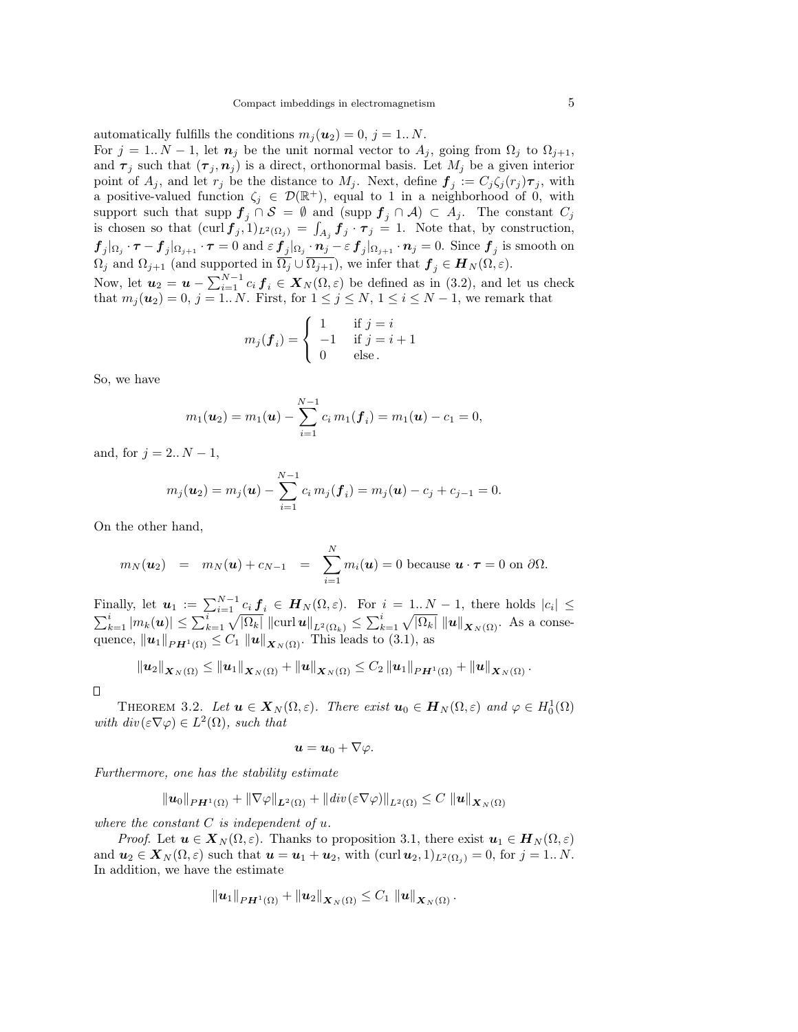automatically fulfills the conditions $m_j(\boldsymbol{u}_2) = 0$, $j = 1..N$.

For $j = 1..N-1$, let $\boldsymbol{n}_j$ be the unit normal vector to $A_j$, going from $\Omega_j$ to $\Omega_{j+1}$, and $\boldsymbol{\tau}_j$ such that $(\boldsymbol{\tau}_j, \boldsymbol{n}_j)$ is a direct, orthonormal basis. Let $M_j$ be a given interior point of $A_j$, and let $r_j$ be the distance to $M_j$. Next, define $\boldsymbol{f}_j := C_j \zeta_j(r_j)\boldsymbol{\tau}_j$, with a positive-valued function $\zeta_j \in \mathcal{D}(\mathbb{R}^+)$, equal to 1 in a neighborhood of 0, with support such that $\operatorname{supp} \boldsymbol{f}_j \cap \mathcal{S} = \emptyset$ and $(\operatorname{supp} \boldsymbol{f}_j \cap \mathcal{A}) \subset A_j$. The constant $C_j$ is chosen so that $(\operatorname{curl} \boldsymbol{f}_j, 1)_{L^2(\Omega_j)} = \int_{A_j} \boldsymbol{f}_j \cdot \boldsymbol{\tau}_j = 1$. Note that, by construction, $\boldsymbol{f}_j|_{\Omega_j} \cdot \boldsymbol{\tau} - \boldsymbol{f}_j|_{\Omega_{j+1}} \cdot \boldsymbol{\tau} = 0$ and $\varepsilon\, \boldsymbol{f}_j|_{\Omega_j} \cdot \boldsymbol{n}_j - \varepsilon\, \boldsymbol{f}_j|_{\Omega_{j+1}} \cdot \boldsymbol{n}_j = 0$. Since $\boldsymbol{f}_j$ is smooth on $\Omega_j$ and $\Omega_{j+1}$ (and supported in $\overline{\Omega_j} \cup \overline{\Omega_{j+1}}$), we infer that $\boldsymbol{f}_j \in \boldsymbol{H}_N(\Omega, \varepsilon)$.

Now, let $\boldsymbol{u}_2 = \boldsymbol{u} - \sum_{i=1}^{N-1} c_i\, \boldsymbol{f}_i \in \boldsymbol{X}_N(\Omega, \varepsilon)$ be defined as in (3.2), and let us check that $m_j(\boldsymbol{u}_2) = 0$, $j = 1..N$. First, for $1 \le j \le N$, $1 \le i \le N-1$, we remark that

$$m_j(\boldsymbol{f}_i) = \begin{cases} 1 & \text{if } j = i \\ -1 & \text{if } j = i+1 \\ 0 & \text{else}\,. \end{cases}$$

So, we have

$$m_1(\boldsymbol{u}_2) = m_1(\boldsymbol{u}) - \sum_{i=1}^{N-1} c_i\, m_1(\boldsymbol{f}_i) = m_1(\boldsymbol{u}) - c_1 = 0,$$

and, for $j = 2..N-1$,

$$m_j(\boldsymbol{u}_2) = m_j(\boldsymbol{u}) - \sum_{i=1}^{N-1} c_i\, m_j(\boldsymbol{f}_i) = m_j(\boldsymbol{u}) - c_j + c_{j-1} = 0.$$

On the other hand,

$$m_N(\boldsymbol{u}_2) \;=\; m_N(\boldsymbol{u}) + c_{N-1} \;=\; \sum_{i=1}^{N} m_i(\boldsymbol{u}) = 0 \text{ because } \boldsymbol{u} \cdot \boldsymbol{\tau} = 0 \text{ on } \partial\Omega.$$

Finally, let $\boldsymbol{u}_1 := \sum_{i=1}^{N-1} c_i\, \boldsymbol{f}_i \in \boldsymbol{H}_N(\Omega, \varepsilon)$. For $i = 1..N-1$, there holds $|c_i| \le \sum_{k=1}^{i} |m_k(\boldsymbol{u})| \le \sum_{k=1}^{i} \sqrt{|\Omega_k|}\, \|\operatorname{curl} \boldsymbol{u}\|_{L^2(\Omega_k)} \le \sum_{k=1}^{i} \sqrt{|\Omega_k|}\, \|\boldsymbol{u}\|_{\boldsymbol{X}_N(\Omega)}$. As a consequence, $\|\boldsymbol{u}_1\|_{P\boldsymbol{H}^1(\Omega)} \le C_1\, \|\boldsymbol{u}\|_{\boldsymbol{X}_N(\Omega)}$. This leads to (3.1), as

$$\|\boldsymbol{u}_2\|_{\boldsymbol{X}_N(\Omega)} \le \|\boldsymbol{u}_1\|_{\boldsymbol{X}_N(\Omega)} + \|\boldsymbol{u}\|_{\boldsymbol{X}_N(\Omega)} \le C_2\, \|\boldsymbol{u}_1\|_{P\boldsymbol{H}^1(\Omega)} + \|\boldsymbol{u}\|_{\boldsymbol{X}_N(\Omega)}\,.$$

$\square$

THEOREM 3.2. *Let $\boldsymbol{u} \in \boldsymbol{X}_N(\Omega, \varepsilon)$. There exist $\boldsymbol{u}_0 \in \boldsymbol{H}_N(\Omega, \varepsilon)$ and $\varphi \in H^1_0(\Omega)$ with $div(\varepsilon\nabla\varphi) \in L^2(\Omega)$, such that*

$$\boldsymbol{u} = \boldsymbol{u}_0 + \nabla\varphi.$$

*Furthermore, one has the stability estimate*

$$\|\boldsymbol{u}_0\|_{P\boldsymbol{H}^1(\Omega)} + \|\nabla\varphi\|_{\boldsymbol{L}^2(\Omega)} + \|div(\varepsilon\nabla\varphi)\|_{L^2(\Omega)} \le C\, \|\boldsymbol{u}\|_{\boldsymbol{X}_N(\Omega)}$$

*where the constant $C$ is independent of $u$.*

*Proof.* Let $\boldsymbol{u} \in \boldsymbol{X}_N(\Omega, \varepsilon)$. Thanks to proposition 3.1, there exist $\boldsymbol{u}_1 \in \boldsymbol{H}_N(\Omega, \varepsilon)$ and $\boldsymbol{u}_2 \in \boldsymbol{X}_N(\Omega, \varepsilon)$ such that $\boldsymbol{u} = \boldsymbol{u}_1 + \boldsymbol{u}_2$, with $(\operatorname{curl} \boldsymbol{u}_2, 1)_{L^2(\Omega_j)} = 0$, for $j = 1..N$. In addition, we have the estimate

$$\|\boldsymbol{u}_1\|_{P\boldsymbol{H}^1(\Omega)} + \|\boldsymbol{u}_2\|_{\boldsymbol{X}_N(\Omega)} \le C_1\, \|\boldsymbol{u}\|_{\boldsymbol{X}_N(\Omega)}\,.$$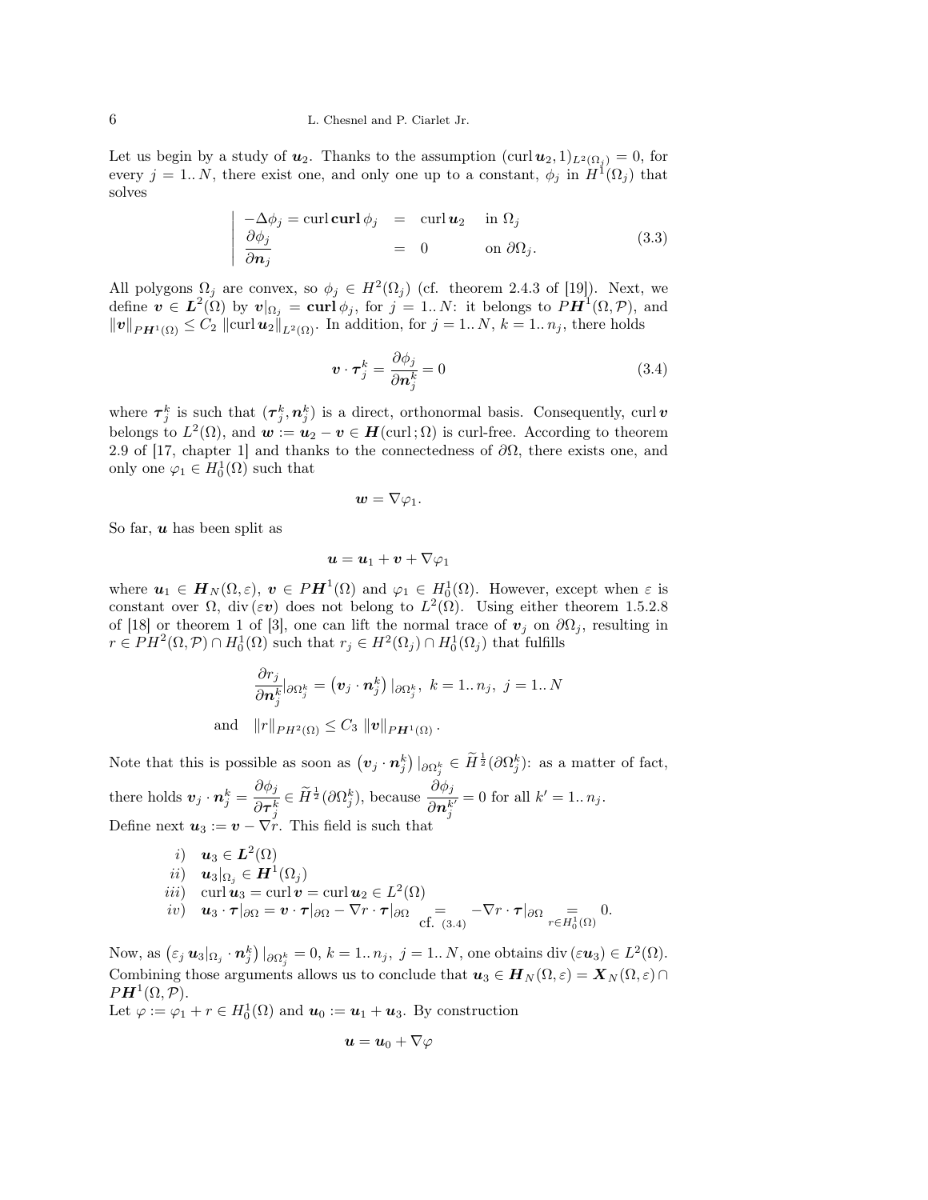Let us begin by a study of $\boldsymbol{u}_2$. Thanks to the assumption $(\operatorname{curl}\boldsymbol{u}_2, 1)_{L^2(\Omega_j)} = 0$, for every $j = 1..N$, there exist one, and only one up to a constant, $\phi_j$ in $H^1(\Omega_j)$ that solves

$$
\left|
\begin{array}{rcll}
-\Delta\phi_j = \operatorname{curl}\mathbf{curl}\,\phi_j & = & \operatorname{curl}\boldsymbol{u}_2 & \text{in } \Omega_j \\
\dfrac{\partial\phi_j}{\partial\boldsymbol{n}_j} & = & 0 & \text{on } \partial\Omega_j.
\end{array}
\right.
\tag{3.3}
$$

All polygons $\Omega_j$ are convex, so $\phi_j \in H^2(\Omega_j)$ (cf. theorem 2.4.3 of [19]). Next, we define $\boldsymbol{v} \in \boldsymbol{L}^2(\Omega)$ by $\boldsymbol{v}|_{\Omega_j} = \mathbf{curl}\,\phi_j$, for $j = 1..N$: it belongs to $P\boldsymbol{H}^1(\Omega, \mathcal{P})$, and $\|\boldsymbol{v}\|_{P\boldsymbol{H}^1(\Omega)} \leq C_2\,\|\operatorname{curl}\boldsymbol{u}_2\|_{L^2(\Omega)}$. In addition, for $j = 1..N$, $k = 1..n_j$, there holds

$$
\boldsymbol{v}\cdot\boldsymbol{\tau}_j^k = \frac{\partial\phi_j}{\partial\boldsymbol{n}_j^k} = 0
\tag{3.4}
$$

where $\boldsymbol{\tau}_j^k$ is such that $(\boldsymbol{\tau}_j^k, \boldsymbol{n}_j^k)$ is a direct, orthonormal basis. Consequently, $\operatorname{curl}\boldsymbol{v}$ belongs to $L^2(\Omega)$, and $\boldsymbol{w} := \boldsymbol{u}_2 - \boldsymbol{v} \in \boldsymbol{H}(\operatorname{curl}; \Omega)$ is curl-free. According to theorem 2.9 of [17, chapter 1] and thanks to the connectedness of $\partial\Omega$, there exists one, and only one $\varphi_1 \in H_0^1(\Omega)$ such that

$$
\boldsymbol{w} = \nabla\varphi_1.
$$

So far, $\boldsymbol{u}$ has been split as

$$
\boldsymbol{u} = \boldsymbol{u}_1 + \boldsymbol{v} + \nabla\varphi_1
$$

where $\boldsymbol{u}_1 \in \boldsymbol{H}_N(\Omega, \varepsilon)$, $\boldsymbol{v} \in P\boldsymbol{H}^1(\Omega)$ and $\varphi_1 \in H_0^1(\Omega)$. However, except when $\varepsilon$ is constant over $\Omega$, $\operatorname{div}(\varepsilon\boldsymbol{v})$ does not belong to $L^2(\Omega)$. Using either theorem 1.5.2.8 of [18] or theorem 1 of [3], one can lift the normal trace of $\boldsymbol{v}_j$ on $\partial\Omega_j$, resulting in $r \in PH^2(\Omega, \mathcal{P}) \cap H_0^1(\Omega)$ such that $r_j \in H^2(\Omega_j) \cap H_0^1(\Omega_j)$ that fulfills

$$
\frac{\partial r_j}{\partial\boldsymbol{n}_j^k}|_{\partial\Omega_j^k} = \left(\boldsymbol{v}_j\cdot\boldsymbol{n}_j^k\right)|_{\partial\Omega_j^k},\ k = 1..n_j,\ j = 1..N
$$

$$
\text{and}\quad \|r\|_{PH^2(\Omega)} \leq C_3\,\|\boldsymbol{v}\|_{P\boldsymbol{H}^1(\Omega)}\,.
$$

Note that this is possible as soon as $\left(\boldsymbol{v}_j\cdot\boldsymbol{n}_j^k\right)|_{\partial\Omega_j^k} \in \widetilde{H}^{\frac{1}{2}}(\partial\Omega_j^k)$: as a matter of fact, there holds $\boldsymbol{v}_j\cdot\boldsymbol{n}_j^k = \dfrac{\partial\phi_j}{\partial\boldsymbol{\tau}_j^k} \in \widetilde{H}^{\frac{1}{2}}(\partial\Omega_j^k)$, because $\dfrac{\partial\phi_j}{\partial\boldsymbol{n}_j^{k'}} = 0$ for all $k' = 1..n_j$.

Define next $\boldsymbol{u}_3 := \boldsymbol{v} - \nabla r$. This field is such that

$$
\begin{array}{rl}
i) & \boldsymbol{u}_3 \in \boldsymbol{L}^2(\Omega) \\
ii) & \boldsymbol{u}_3|_{\Omega_j} \in \boldsymbol{H}^1(\Omega_j) \\
iii) & \operatorname{curl}\boldsymbol{u}_3 = \operatorname{curl}\boldsymbol{v} = \operatorname{curl}\boldsymbol{u}_2 \in L^2(\Omega) \\
iv) & \boldsymbol{u}_3\cdot\boldsymbol{\tau}|_{\partial\Omega} = \boldsymbol{v}\cdot\boldsymbol{\tau}|_{\partial\Omega} - \nabla r\cdot\boldsymbol{\tau}|_{\partial\Omega} \underset{\text{cf. }(3.4)}{=} -\nabla r\cdot\boldsymbol{\tau}|_{\partial\Omega} \underset{r\in H_0^1(\Omega)}{=} 0.
\end{array}
$$

Now, as $\left(\varepsilon_j\,\boldsymbol{u}_3|_{\Omega_j}\cdot\boldsymbol{n}_j^k\right)|_{\partial\Omega_j^k} = 0$, $k = 1..n_j$, $j = 1..N$, one obtains $\operatorname{div}(\varepsilon\boldsymbol{u}_3) \in L^2(\Omega)$. Combining those arguments allows us to conclude that $\boldsymbol{u}_3 \in \boldsymbol{H}_N(\Omega, \varepsilon) = \boldsymbol{X}_N(\Omega, \varepsilon) \cap P\boldsymbol{H}^1(\Omega, \mathcal{P})$.

Let $\varphi := \varphi_1 + r \in H_0^1(\Omega)$ and $\boldsymbol{u}_0 := \boldsymbol{u}_1 + \boldsymbol{u}_3$. By construction

$$
\boldsymbol{u} = \boldsymbol{u}_0 + \nabla\varphi
$$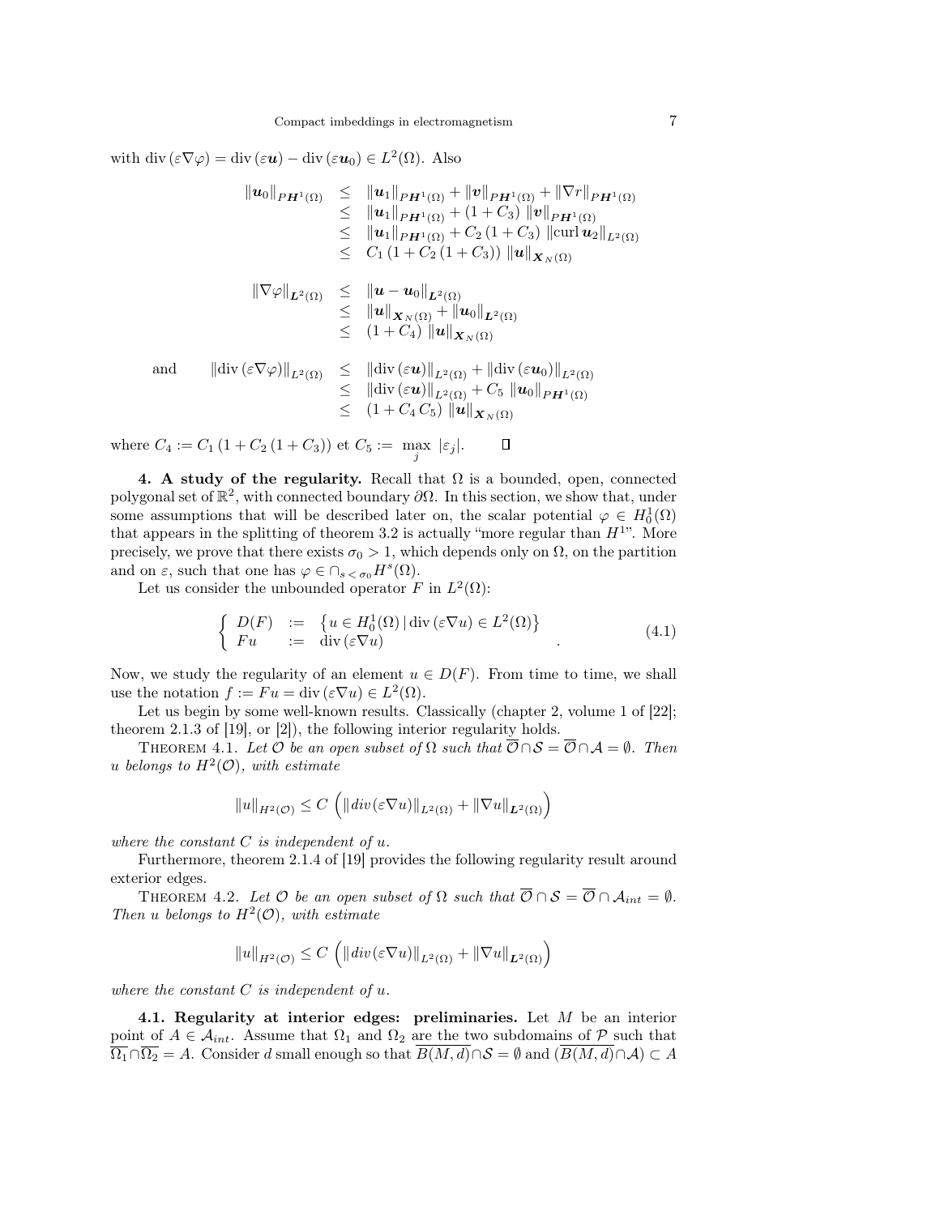with $\operatorname{div}(\varepsilon\nabla\varphi) = \operatorname{div}(\varepsilon\boldsymbol{u}) - \operatorname{div}(\varepsilon\boldsymbol{u}_0) \in L^2(\Omega)$. Also

$$
\begin{array}{rcl}
\|\boldsymbol{u}_0\|_{P\boldsymbol{H}^1(\Omega)} & \leq & \|\boldsymbol{u}_1\|_{P\boldsymbol{H}^1(\Omega)} + \|\boldsymbol{v}\|_{P\boldsymbol{H}^1(\Omega)} + \|\nabla r\|_{P\boldsymbol{H}^1(\Omega)} \\
& \leq & \|\boldsymbol{u}_1\|_{P\boldsymbol{H}^1(\Omega)} + (1 + C_3)\ \|\boldsymbol{v}\|_{P\boldsymbol{H}^1(\Omega)} \\
& \leq & \|\boldsymbol{u}_1\|_{P\boldsymbol{H}^1(\Omega)} + C_2\,(1 + C_3)\ \|\operatorname{curl}\boldsymbol{u}_2\|_{L^2(\Omega)} \\
& \leq & C_1\,(1 + C_2\,(1 + C_3))\ \|\boldsymbol{u}\|_{\boldsymbol{X}_N(\Omega)}
\end{array}
$$

$$
\begin{array}{rcl}
\|\nabla\varphi\|_{\boldsymbol{L}^2(\Omega)} & \leq & \|\boldsymbol{u} - \boldsymbol{u}_0\|_{\boldsymbol{L}^2(\Omega)} \\
& \leq & \|\boldsymbol{u}\|_{\boldsymbol{X}_N(\Omega)} + \|\boldsymbol{u}_0\|_{\boldsymbol{L}^2(\Omega)} \\
& \leq & (1 + C_4)\ \|\boldsymbol{u}\|_{\boldsymbol{X}_N(\Omega)}
\end{array}
$$

and

$$
\begin{array}{rcl}
\|\operatorname{div}(\varepsilon\nabla\varphi)\|_{L^2(\Omega)} & \leq & \|\operatorname{div}(\varepsilon\boldsymbol{u})\|_{L^2(\Omega)} + \|\operatorname{div}(\varepsilon\boldsymbol{u}_0)\|_{L^2(\Omega)} \\
& \leq & \|\operatorname{div}(\varepsilon\boldsymbol{u})\|_{L^2(\Omega)} + C_5\ \|\boldsymbol{u}_0\|_{P\boldsymbol{H}^1(\Omega)} \\
& \leq & (1 + C_4\,C_5)\ \|\boldsymbol{u}\|_{\boldsymbol{X}_N(\Omega)}
\end{array}
$$

where $C_4 := C_1\,(1 + C_2\,(1 + C_3))$ et $C_5 := \max_j |\varepsilon_j|$. □

**4. A study of the regularity.** Recall that $\Omega$ is a bounded, open, connected polygonal set of $\mathbb{R}^2$, with connected boundary $\partial\Omega$. In this section, we show that, under some assumptions that will be described later on, the scalar potential $\varphi \in H_0^1(\Omega)$ that appears in the splitting of theorem 3.2 is actually "more regular than $H^1$". More precisely, we prove that there exists $\sigma_0 > 1$, which depends only on $\Omega$, on the partition and on $\varepsilon$, such that one has $\varphi \in \cap_{s<\sigma_0} H^s(\Omega)$.

Let us consider the unbounded operator $F$ in $L^2(\Omega)$:

$$
\left\{
\begin{array}{lcl}
D(F) & := & \left\{u \in H_0^1(\Omega)\,|\,\operatorname{div}(\varepsilon\nabla u) \in L^2(\Omega)\right\} \\
Fu & := & \operatorname{div}(\varepsilon\nabla u)
\end{array}
\right. . \tag{4.1}
$$

Now, we study the regularity of an element $u \in D(F)$. From time to time, we shall use the notation $f := Fu = \operatorname{div}(\varepsilon\nabla u) \in L^2(\Omega)$.

Let us begin by some well-known results. Classically (chapter 2, volume 1 of [22]; theorem 2.1.3 of [19], or [2]), the following interior regularity holds.

THEOREM 4.1. *Let $\mathcal{O}$ be an open subset of $\Omega$ such that $\overline{\mathcal{O}} \cap \mathcal{S} = \overline{\mathcal{O}} \cap \mathcal{A} = \emptyset$. Then $u$ belongs to $H^2(\mathcal{O})$, with estimate*

$$
\|u\|_{H^2(\mathcal{O})} \leq C\,\left(\|div\,(\varepsilon\nabla u)\|_{L^2(\Omega)} + \|\nabla u\|_{\boldsymbol{L}^2(\Omega)}\right)
$$

*where the constant $C$ is independent of $u$.*

Furthermore, theorem 2.1.4 of [19] provides the following regularity result around exterior edges.

THEOREM 4.2. *Let $\mathcal{O}$ be an open subset of $\Omega$ such that $\overline{\mathcal{O}} \cap \mathcal{S} = \overline{\mathcal{O}} \cap \mathcal{A}_{int} = \emptyset$. Then $u$ belongs to $H^2(\mathcal{O})$, with estimate*

$$
\|u\|_{H^2(\mathcal{O})} \leq C\,\left(\|div\,(\varepsilon\nabla u)\|_{L^2(\Omega)} + \|\nabla u\|_{\boldsymbol{L}^2(\Omega)}\right)
$$

*where the constant $C$ is independent of $u$.*

**4.1. Regularity at interior edges: preliminaries.** Let $M$ be an interior point of $A \in \mathcal{A}_{int}$. Assume that $\Omega_1$ and $\Omega_2$ are the two subdomains of $\mathcal{P}$ such that $\overline{\Omega_1} \cap \overline{\Omega_2} = A$. Consider $d$ small enough so that $\overline{B(M,d)} \cap \mathcal{S} = \emptyset$ and $(\overline{B(M,d)} \cap \mathcal{A}) \subset A$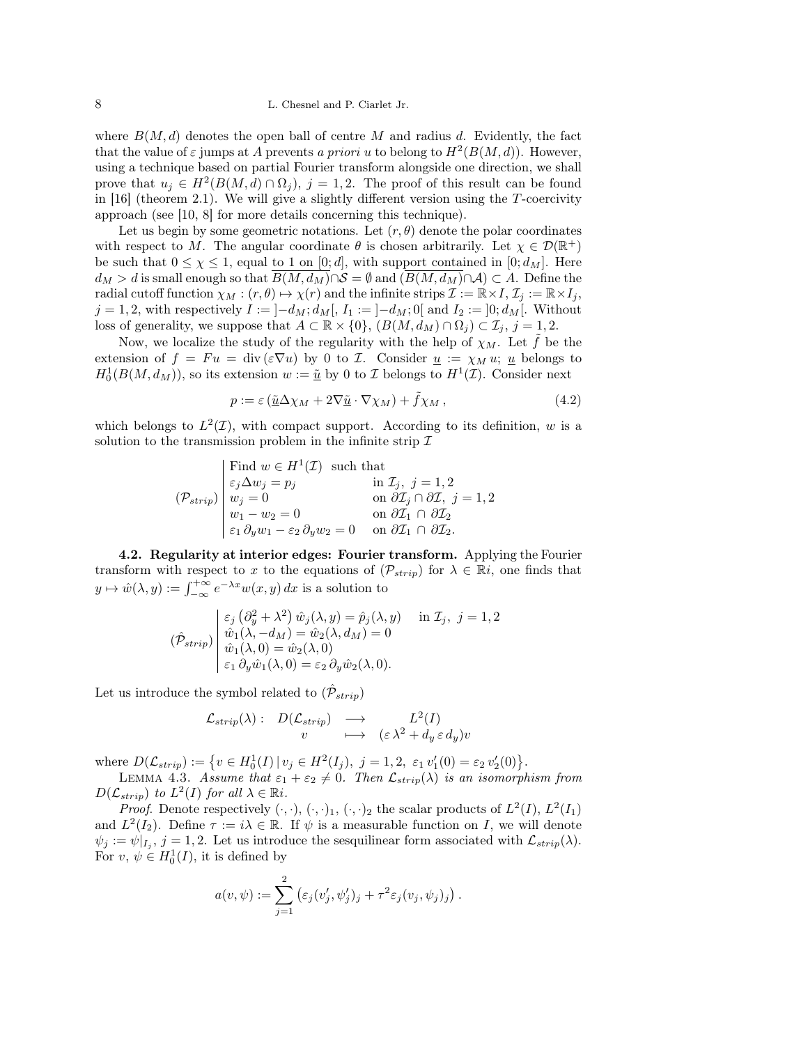where $B(M, d)$ denotes the open ball of centre $M$ and radius $d$. Evidently, the fact that the value of $\varepsilon$ jumps at $A$ prevents *a priori* $u$ to belong to $H^2(B(M, d))$. However, using a technique based on partial Fourier transform alongside one direction, we shall prove that $u_j \in H^2(B(M, d) \cap \Omega_j)$, $j = 1, 2$. The proof of this result can be found in [16] (theorem 2.1). We will give a slightly different version using the $T$-coercivity approach (see [10, 8] for more details concerning this technique).

Let us begin by some geometric notations. Let $(r, \theta)$ denote the polar coordinates with respect to $M$. The angular coordinate $\theta$ is chosen arbitrarily. Let $\chi \in \mathcal{D}(\mathbb{R}^+)$ be such that $0 \le \chi \le 1$, equal to 1 on $[0; d]$, with support contained in $[0; d_M]$. Here $d_M > d$ is small enough so that $\overline{B(M, d_M)} \cap \mathcal{S} = \emptyset$ and $(\overline{B(M, d_M)} \cap \mathcal{A}) \subset A$. Define the radial cutoff function $\chi_M : (r, \theta) \mapsto \chi(r)$ and the infinite strips $\mathcal{I} := \mathbb{R} \times I$, $\mathcal{I}_j := \mathbb{R} \times I_j$, $j = 1, 2$, with respectively $I := ]-d_M; d_M[$, $I_1 := ]-d_M; 0[$ and $I_2 := ]0; d_M[$. Without loss of generality, we suppose that $A \subset \mathbb{R} \times \{0\}$, $(B(M, d_M) \cap \Omega_j) \subset \mathcal{I}_j$, $j = 1, 2$.

Now, we localize the study of the regularity with the help of $\chi_M$. Let $\tilde{f}$ be the extension of $f = Fu = \operatorname{div}(\varepsilon \nabla u)$ by 0 to $\mathcal{I}$. Consider $\underline{u} := \chi_M\, u$; $\underline{u}$ belongs to $H^1_0(B(M, d_M))$, so its extension $w := \tilde{\underline{u}}$ by 0 to $\mathcal{I}$ belongs to $H^1(\mathcal{I})$. Consider next

$$p := \varepsilon\,(\tilde{\underline{u}} \Delta \chi_M + 2 \nabla \tilde{\underline{u}} \cdot \nabla \chi_M) + \tilde{f} \chi_M\,, \tag{4.2}$$

which belongs to $L^2(\mathcal{I})$, with compact support. According to its definition, $w$ is a solution to the transmission problem in the infinite strip $\mathcal{I}$

$$(\mathcal{P}_{strip}) \left| \begin{array}{ll} \text{Find } w \in H^1(\mathcal{I}) \text{ such that} & \\ \varepsilon_j \Delta w_j = p_j & \text{in } \mathcal{I}_j,\ j = 1, 2 \\ w_j = 0 & \text{on } \partial\mathcal{I}_j \cap \partial\mathcal{I},\ j = 1, 2 \\ w_1 - w_2 = 0 & \text{on } \partial\mathcal{I}_1 \cap \partial\mathcal{I}_2 \\ \varepsilon_1\, \partial_y w_1 - \varepsilon_2\, \partial_y w_2 = 0 & \text{on } \partial\mathcal{I}_1 \cap \partial\mathcal{I}_2. \end{array} \right.$$

**4.2. Regularity at interior edges: Fourier transform.** Applying the Fourier transform with respect to $x$ to the equations of $(\mathcal{P}_{strip})$ for $\lambda \in \mathbb{R}i$, one finds that $y \mapsto \hat{w}(\lambda, y) := \int_{-\infty}^{+\infty} e^{-\lambda x} w(x, y)\, dx$ is a solution to

$$(\hat{\mathcal{P}}_{strip}) \left| \begin{array}{ll} \varepsilon_j \left(\partial_y^2 + \lambda^2\right) \hat{w}_j(\lambda, y) = \hat{p}_j(\lambda, y) & \text{in } \mathcal{I}_j,\ j = 1, 2 \\ \hat{w}_1(\lambda, -d_M) = \hat{w}_2(\lambda, d_M) = 0 & \\ \hat{w}_1(\lambda, 0) = \hat{w}_2(\lambda, 0) & \\ \varepsilon_1\, \partial_y \hat{w}_1(\lambda, 0) = \varepsilon_2\, \partial_y \hat{w}_2(\lambda, 0). & \end{array} \right.$$

Let us introduce the symbol related to $(\hat{\mathcal{P}}_{strip})$

$$\begin{array}{rccc} \mathcal{L}_{strip}(\lambda) : & D(\mathcal{L}_{strip}) & \longrightarrow & L^2(I) \\ & v & \longmapsto & (\varepsilon\, \lambda^2 + d_y\, \varepsilon\, d_y) v \end{array}$$

where $D(\mathcal{L}_{strip}) := \left\{ v \in H^1_0(I) \,|\, v_j \in H^2(I_j),\ j = 1, 2,\ \varepsilon_1\, v_1'(0) = \varepsilon_2\, v_2'(0) \right\}$.

Lemma 4.3. *Assume that $\varepsilon_1 + \varepsilon_2 \neq 0$. Then $\mathcal{L}_{strip}(\lambda)$ is an isomorphism from $D(\mathcal{L}_{strip})$ to $L^2(I)$ for all $\lambda \in \mathbb{R}i$.*

*Proof*. Denote respectively $(\cdot, \cdot)$, $(\cdot, \cdot)_1$, $(\cdot, \cdot)_2$ the scalar products of $L^2(I)$, $L^2(I_1)$ and $L^2(I_2)$. Define $\tau := i\lambda \in \mathbb{R}$. If $\psi$ is a measurable function on $I$, we will denote $\psi_j := \psi|_{I_j}$, $j = 1, 2$. Let us introduce the sesquilinear form associated with $\mathcal{L}_{strip}(\lambda)$. For $v$, $\psi \in H^1_0(I)$, it is defined by

$$a(v, \psi) := \sum_{j=1}^{2} \left( \varepsilon_j (v_j', \psi_j')_j + \tau^2 \varepsilon_j (v_j, \psi_j)_j \right).$$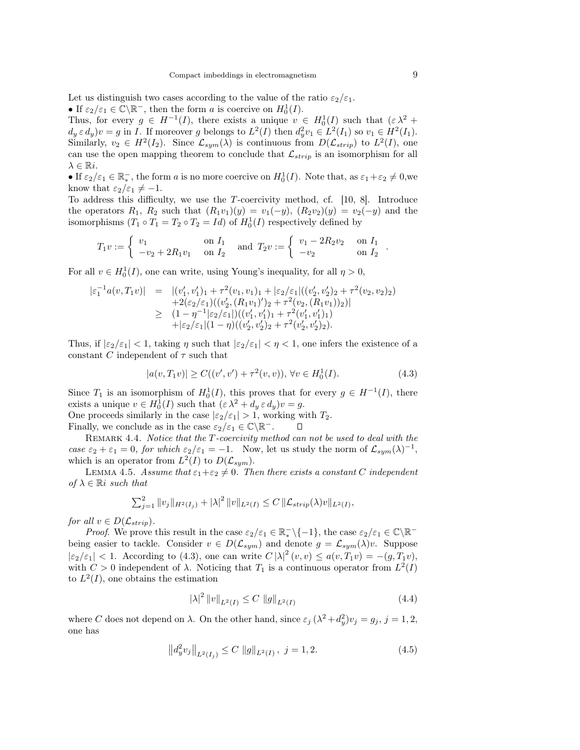Let us distinguish two cases according to the value of the ratio $\varepsilon_2/\varepsilon_1$.

• If $\varepsilon_2/\varepsilon_1 \in \mathbb{C}\backslash\mathbb{R}^-$, then the form $a$ is coercive on $H^1_0(I)$.
Thus, for every $g \in H^{-1}(I)$, there exists a unique $v \in H^1_0(I)$ such that $(\varepsilon\,\lambda^2 + d_y\,\varepsilon\,d_y)v = g$ in $I$. If moreover $g$ belongs to $L^2(I)$ then $d_y^2 v_1 \in L^2(I_1)$ so $v_1 \in H^2(I_1)$. Similarly, $v_2 \in H^2(I_2)$. Since $\mathcal{L}_{sym}(\lambda)$ is continuous from $D(\mathcal{L}_{strip})$ to $L^2(I)$, one can use the open mapping theorem to conclude that $\mathcal{L}_{strip}$ is an isomorphism for all $\lambda \in \mathbb{R}i$.

• If $\varepsilon_2/\varepsilon_1 \in \mathbb{R}^-_*$, the form $a$ is no more coercive on $H^1_0(I)$. Note that, as $\varepsilon_1+\varepsilon_2 \neq 0$,we know that $\varepsilon_2/\varepsilon_1 \neq -1$.
To address this difficulty, we use the $T$-coercivity method, cf. [10, 8]. Introduce the operators $R_1$, $R_2$ such that $(R_1 v_1)(y) = v_1(-y)$, $(R_2 v_2)(y) = v_2(-y)$ and the isomorphisms $(T_1 \circ T_1 = T_2 \circ T_2 = Id)$ of $H^1_0(I)$ respectively defined by

$$T_1 v := \begin{cases} v_1 & \text{on } I_1 \\ -v_2 + 2R_1 v_1 & \text{on } I_2 \end{cases} \text{ and } T_2 v := \begin{cases} v_1 - 2R_2 v_2 & \text{on } I_1 \\ -v_2 & \text{on } I_2 \end{cases}.$$

For all $v \in H^1_0(I)$, one can write, using Young's inequality, for all $\eta > 0$,

$$\begin{aligned} |\varepsilon_1^{-1} a(v, T_1 v)| &= |(v_1', v_1')_1 + \tau^2 (v_1, v_1)_1 + |\varepsilon_2/\varepsilon_1|((v_2', v_2')_2 + \tau^2 (v_2, v_2)_2) \\ &\quad + 2(\varepsilon_2/\varepsilon_1)((v_2', (R_1 v_1)')_2 + \tau^2 (v_2, (R_1 v_1))_2)| \\ &\geq (1 - \eta^{-1}|\varepsilon_2/\varepsilon_1|)((v_1', v_1')_1 + \tau^2 (v_1', v_1')_1) \\ &\quad + |\varepsilon_2/\varepsilon_1|(1-\eta)((v_2', v_2')_2 + \tau^2 (v_2', v_2')_2). \end{aligned}$$

Thus, if $|\varepsilon_2/\varepsilon_1| < 1$, taking $\eta$ such that $|\varepsilon_2/\varepsilon_1| < \eta < 1$, one infers the existence of a constant $C$ independent of $\tau$ such that

$$|a(v, T_1 v)| \geq C((v', v') + \tau^2 (v, v)), \; \forall v \in H^1_0(I). \tag{4.3}$$

Since $T_1$ is an isomorphism of $H^1_0(I)$, this proves that for every $g \in H^{-1}(I)$, there exists a unique $v \in H^1_0(I)$ such that $(\varepsilon\,\lambda^2 + d_y\,\varepsilon\,d_y)v = g$.
One proceeds similarly in the case $|\varepsilon_2/\varepsilon_1| > 1$, working with $T_2$.
Finally, we conclude as in the case $\varepsilon_2/\varepsilon_1 \in \mathbb{C}\backslash\mathbb{R}^-$. □

REMARK 4.4. *Notice that the $T$-coercivity method can not be used to deal with the case $\varepsilon_2 + \varepsilon_1 = 0$, for which $\varepsilon_2/\varepsilon_1 = -1$.* Now, let us study the norm of $\mathcal{L}_{sym}(\lambda)^{-1}$, which is an operator from $L^2(I)$ to $D(\mathcal{L}_{sym})$.

LEMMA 4.5. *Assume that $\varepsilon_1+\varepsilon_2 \neq 0$. Then there exists a constant $C$ independent of $\lambda \in \mathbb{R}i$ such that*

$$\sum_{j=1}^{2} \|v_j\|_{H^2(I_j)} + |\lambda|^2 \|v\|_{L^2(I)} \leq C\, \|\mathcal{L}_{strip}(\lambda) v\|_{L^2(I)},$$

*for all $v \in D(\mathcal{L}_{strip})$.*

*Proof*. We prove this result in the case $\varepsilon_2/\varepsilon_1 \in \mathbb{R}^-_*\backslash\{-1\}$, the case $\varepsilon_2/\varepsilon_1 \in \mathbb{C}\backslash\mathbb{R}^-$ being easier to tackle. Consider $v \in D(\mathcal{L}_{sym})$ and denote $g = \mathcal{L}_{sym}(\lambda)v$. Suppose $|\varepsilon_2/\varepsilon_1| < 1$. According to (4.3), one can write $C\,|\lambda|^2\,(v, v) \leq a(v, T_1 v) = -(g, T_1 v)$, with $C > 0$ independent of $\lambda$. Noticing that $T_1$ is a continuous operator from $L^2(I)$ to $L^2(I)$, one obtains the estimation

$$|\lambda|^2 \|v\|_{L^2(I)} \leq C\, \|g\|_{L^2(I)} \tag{4.4}$$

where $C$ does not depend on $\lambda$. On the other hand, since $\varepsilon_j\,(\lambda^2 + d_y^2) v_j = g_j$, $j = 1, 2$, one has

$$\left\|d_y^2 v_j\right\|_{L^2(I_j)} \leq C\, \|g\|_{L^2(I)}\,, \; j = 1, 2. \tag{4.5}$$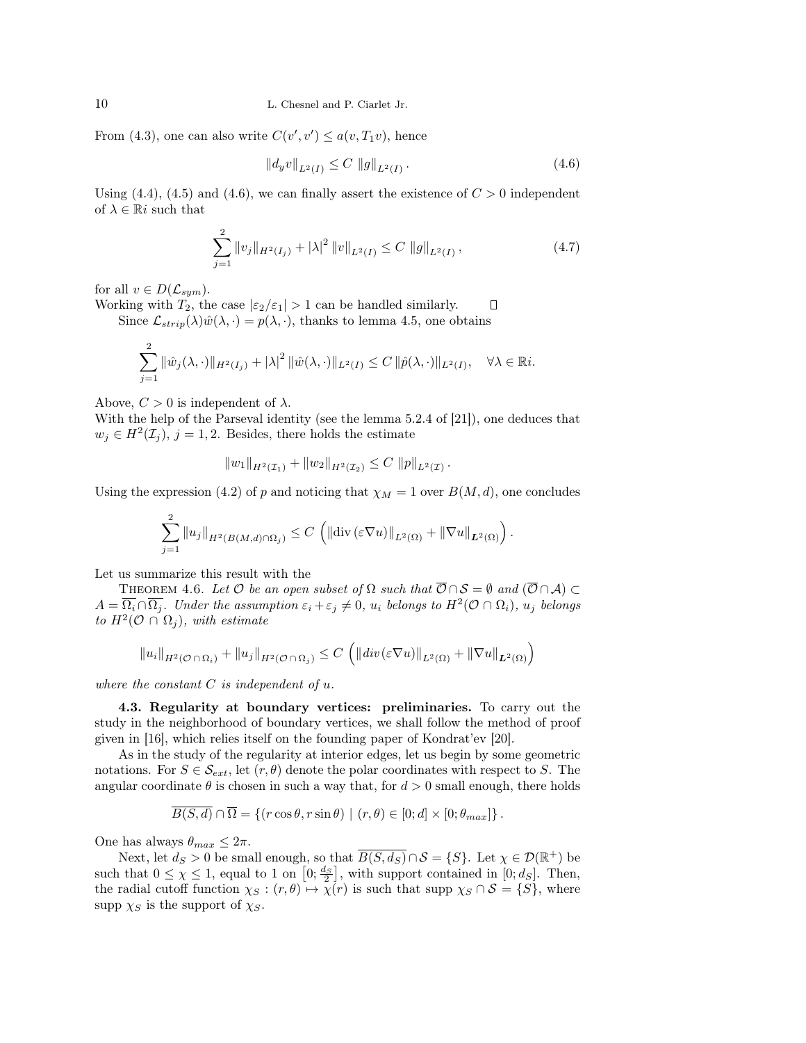From (4.3), one can also write $C(v', v') \leq a(v, T_1 v)$, hence

$$\|d_y v\|_{L^2(I)} \leq C \, \|g\|_{L^2(I)} \,. \tag{4.6}$$

Using (4.4), (4.5) and (4.6), we can finally assert the existence of $C > 0$ independent of $\lambda \in \mathbb{R}i$ such that

$$\sum_{j=1}^{2} \|v_j\|_{H^2(I_j)} + |\lambda|^2 \, \|v\|_{L^2(I)} \leq C \, \|g\|_{L^2(I)} \,, \tag{4.7}$$

for all $v \in D(\mathcal{L}_{sym})$.
Working with $T_2$, the case $|\varepsilon_2/\varepsilon_1| > 1$ can be handled similarly. $\square$

Since $\mathcal{L}_{strip}(\lambda)\hat{w}(\lambda, \cdot) = p(\lambda, \cdot)$, thanks to lemma 4.5, one obtains

$$\sum_{j=1}^{2} \|\hat{w}_j(\lambda, \cdot)\|_{H^2(I_j)} + |\lambda|^2 \, \|\hat{w}(\lambda, \cdot)\|_{L^2(I)} \leq C \, \|\hat{p}(\lambda, \cdot)\|_{L^2(I)}, \quad \forall \lambda \in \mathbb{R}i.$$

Above, $C > 0$ is independent of $\lambda$.
With the help of the Parseval identity (see the lemma 5.2.4 of [21]), one deduces that $w_j \in H^2(\mathcal{I}_j)$, $j = 1, 2$. Besides, there holds the estimate

$$\|w_1\|_{H^2(\mathcal{I}_1)} + \|w_2\|_{H^2(\mathcal{I}_2)} \leq C \, \|p\|_{L^2(\mathcal{I})} \,.$$

Using the expression (4.2) of $p$ and noticing that $\chi_M = 1$ over $B(M, d)$, one concludes

$$\sum_{j=1}^{2} \|u_j\|_{H^2(B(M,d)\cap\Omega_j)} \leq C \, \left( \|\mathrm{div}\,(\varepsilon \nabla u)\|_{L^2(\Omega)} + \|\nabla u\|_{\boldsymbol{L}^2(\Omega)} \right).$$

Let us summarize this result with the

Theorem 4.6. *Let $\mathcal{O}$ be an open subset of $\Omega$ such that $\overline{\mathcal{O}} \cap \mathcal{S} = \emptyset$ and $(\overline{\mathcal{O}} \cap \mathcal{A}) \subset A = \overline{\Omega_i} \cap \overline{\Omega_j}$. Under the assumption $\varepsilon_i + \varepsilon_j \neq 0$, $u_i$ belongs to $H^2(\mathcal{O} \cap \Omega_i)$, $u_j$ belongs to $H^2(\mathcal{O} \cap \Omega_j)$, with estimate*

$$\|u_i\|_{H^2(\mathcal{O}\cap\Omega_i)} + \|u_j\|_{H^2(\mathcal{O}\cap\Omega_j)} \leq C \, \left( \|div\,(\varepsilon \nabla u)\|_{L^2(\Omega)} + \|\nabla u\|_{\boldsymbol{L}^2(\Omega)} \right)$$

*where the constant $C$ is independent of $u$.*

**4.3. Regularity at boundary vertices: preliminaries.** To carry out the study in the neighborhood of boundary vertices, we shall follow the method of proof given in [16], which relies itself on the founding paper of Kondrat'ev [20].

As in the study of the regularity at interior edges, let us begin by some geometric notations. For $S \in \mathcal{S}_{ext}$, let $(r, \theta)$ denote the polar coordinates with respect to $S$. The angular coordinate $\theta$ is chosen in such a way that, for $d > 0$ small enough, there holds

$$\overline{B(S, d)} \cap \overline{\Omega} = \{(r\cos\theta, r\sin\theta) \mid (r, \theta) \in [0; d] \times [0; \theta_{max}]\} \,.$$

One has always $\theta_{max} \leq 2\pi$.

Next, let $d_S > 0$ be small enough, so that $\overline{B(S, d_S)} \cap \mathcal{S} = \{S\}$. Let $\chi \in \mathcal{D}(\mathbb{R}^+)$ be such that $0 \leq \chi \leq 1$, equal to 1 on $\left[0; \frac{d_S}{2}\right]$, with support contained in $[0; d_S]$. Then, the radial cutoff function $\chi_S : (r, \theta) \mapsto \chi(r)$ is such that supp $\chi_S \cap \mathcal{S} = \{S\}$, where supp $\chi_S$ is the support of $\chi_S$.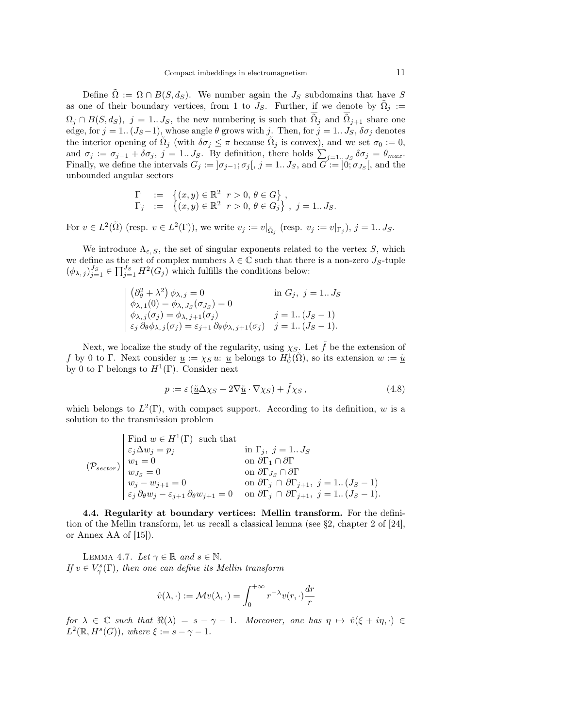Define $\tilde{\Omega} := \Omega \cap B(S, d_S)$. We number again the $J_S$ subdomains that have $S$ as one of their boundary vertices, from 1 to $J_S$. Further, if we denote by $\tilde{\Omega}_j := \Omega_j \cap B(S, d_S)$, $j = 1..J_S$, the new numbering is such that $\overline{\tilde{\Omega}}_j$ and $\overline{\tilde{\Omega}}_{j+1}$ share one edge, for $j = 1..(J_S - 1)$, whose angle $\theta$ grows with $j$. Then, for $j = 1..J_S$, $\delta\sigma_j$ denotes the interior opening of $\tilde{\Omega}_j$ (with $\delta\sigma_j \leq \pi$ because $\tilde{\Omega}_j$ is convex), and we set $\sigma_0 := 0$, and $\sigma_j := \sigma_{j-1} + \delta\sigma_j$, $j = 1..J_S$. By definition, there holds $\sum_{j=1..J_S} \delta\sigma_j = \theta_{max}$. Finally, we define the intervals $G_j := ]\sigma_{j-1}; \sigma_j[$, $j = 1..J_S$, and $G := ]0; \sigma_{J_S}[$, and the unbounded angular sectors

$$
\begin{aligned}
\Gamma &:= \left\{(x, y) \in \mathbb{R}^2 \,|\, r > 0,\ \theta \in G\right\}, \\
\Gamma_j &:= \left\{(x, y) \in \mathbb{R}^2 \,|\, r > 0,\ \theta \in G_j\right\},\ j = 1..J_S.
\end{aligned}
$$

For $v \in L^2(\tilde{\Omega})$ (resp. $v \in L^2(\Gamma)$), we write $v_j := v|_{\tilde{\Omega}_j}$ (resp. $v_j := v|_{\Gamma_j}$), $j = 1..J_S$.

We introduce $\Lambda_{\varepsilon, S}$, the set of singular exponents related to the vertex $S$, which we define as the set of complex numbers $\lambda \in \mathbb{C}$ such that there is a non-zero $J_S$-tuple $(\phi_{\lambda, j})_{j=1}^{J_S} \in \prod_{j=1}^{J_S} H^2(G_j)$ which fulfills the conditions below:

$$
\left|
\begin{array}{ll}
\left(\partial_\theta^2 + \lambda^2\right) \phi_{\lambda, j} = 0 & \text{in } G_j,\ j = 1..J_S \\
\phi_{\lambda, 1}(0) = \phi_{\lambda, J_S}(\sigma_{J_S}) = 0 & \\
\phi_{\lambda, j}(\sigma_j) = \phi_{\lambda, j+1}(\sigma_j) & j = 1..(J_S - 1) \\
\varepsilon_j\, \partial_\theta \phi_{\lambda, j}(\sigma_j) = \varepsilon_{j+1}\, \partial_\theta \phi_{\lambda, j+1}(\sigma_j) & j = 1..(J_S - 1).
\end{array}
\right.
$$

Next, we localize the study of the regularity, using $\chi_S$. Let $\tilde{f}$ be the extension of $f$ by 0 to $\Gamma$. Next consider $\underline{u} := \chi_S\, u$: $\underline{u}$ belongs to $H_0^1(\tilde{\Omega})$, so its extension $w := \tilde{\underline{u}}$ by 0 to $\Gamma$ belongs to $H^1(\Gamma)$. Consider next

$$
p := \varepsilon\left(\tilde{\underline{u}} \Delta \chi_S + 2 \nabla \tilde{\underline{u}} \cdot \nabla \chi_S\right) + \tilde{f} \chi_S\,, \tag{4.8}
$$

which belongs to $L^2(\Gamma)$, with compact support. According to its definition, $w$ is a solution to the transmission problem

$$
(\mathcal{P}_{sector})
\left|
\begin{array}{ll}
\text{Find } w \in H^1(\Gamma) \ \text{ such that} & \\
\varepsilon_j \Delta w_j = p_j & \text{in } \Gamma_j,\ j = 1..J_S \\
w_1 = 0 & \text{on } \partial\Gamma_1 \cap \partial\Gamma \\
w_{J_S} = 0 & \text{on } \partial\Gamma_{J_S} \cap \partial\Gamma \\
w_j - w_{j+1} = 0 & \text{on } \partial\Gamma_j \cap \partial\Gamma_{j+1},\ j = 1..(J_S - 1) \\
\varepsilon_j\, \partial_\theta w_j - \varepsilon_{j+1}\, \partial_\theta w_{j+1} = 0 & \text{on } \partial\Gamma_j \cap \partial\Gamma_{j+1},\ j = 1..(J_S - 1).
\end{array}
\right.
$$

**4.4. Regularity at boundary vertices: Mellin transform.** For the definition of the Mellin transform, let us recall a classical lemma (see §2, chapter 2 of [24], or Annex AA of [15]).

Lemma 4.7. *Let $\gamma \in \mathbb{R}$ and $s \in \mathbb{N}$.*
*If $v \in V_\gamma^s(\Gamma)$, then one can define its Mellin transform*

$$
\hat{v}(\lambda, \cdot) := \mathcal{M}v(\lambda, \cdot) = \int_0^{+\infty} r^{-\lambda} v(r, \cdot) \frac{dr}{r}
$$

*for $\lambda \in \mathbb{C}$ such that $\Re(\lambda) = s - \gamma - 1$. Moreover, one has $\eta \mapsto \hat{v}(\xi + i\eta, \cdot) \in L^2(\mathbb{R}, H^s(G))$, where $\xi := s - \gamma - 1$.*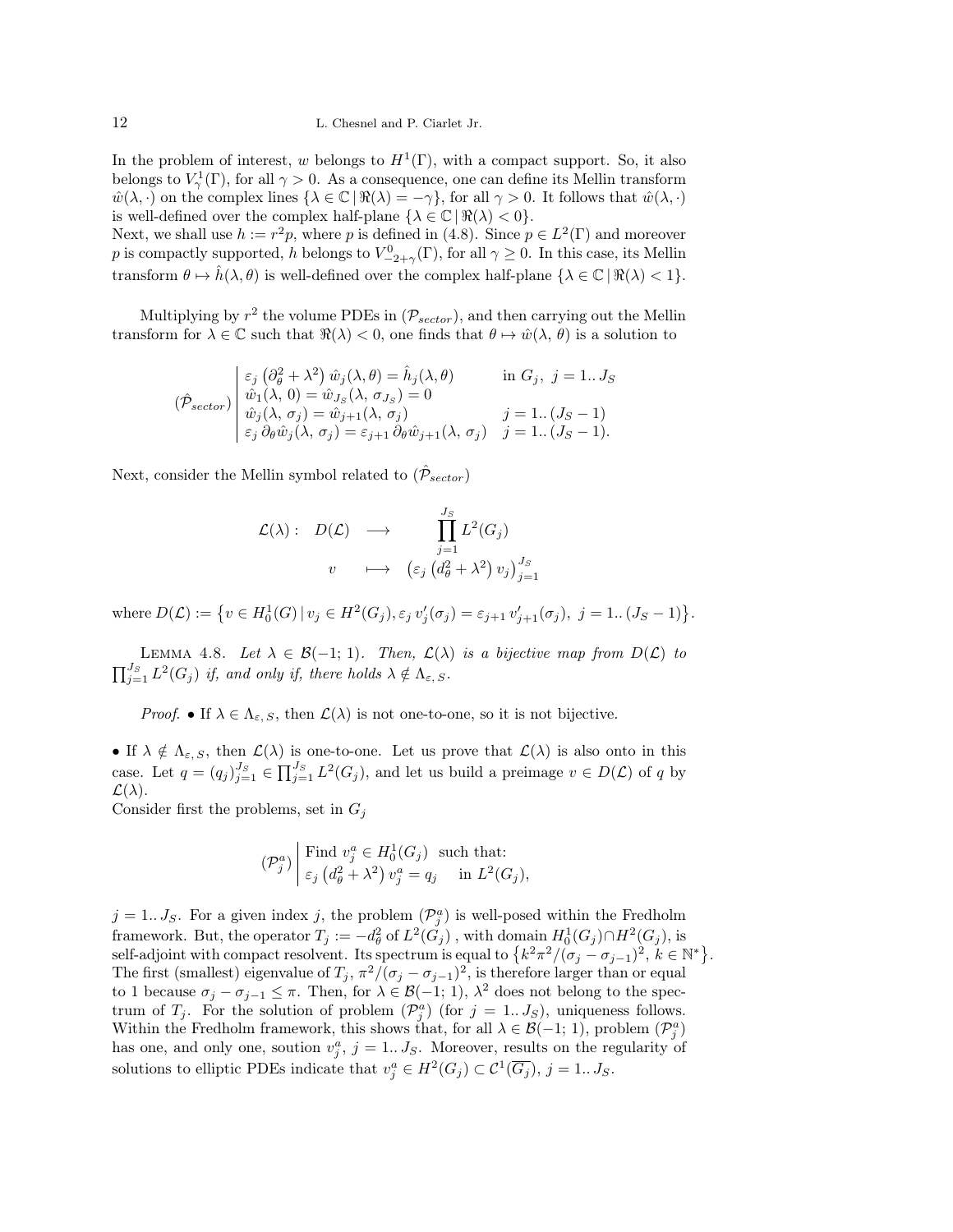In the problem of interest, $w$ belongs to $H^1(\Gamma)$, with a compact support. So, it also belongs to $V^1_\gamma(\Gamma)$, for all $\gamma > 0$. As a consequence, one can define its Mellin transform $\hat{w}(\lambda, \cdot)$ on the complex lines $\{\lambda \in \mathbb{C} \,|\, \Re(\lambda) = -\gamma\}$, for all $\gamma > 0$. It follows that $\hat{w}(\lambda, \cdot)$ is well-defined over the complex half-plane $\{\lambda \in \mathbb{C} \,|\, \Re(\lambda) < 0\}$.
Next, we shall use $h := r^2 p$, where $p$ is defined in (4.8). Since $p \in L^2(\Gamma)$ and moreover $p$ is compactly supported, $h$ belongs to $V^0_{-2+\gamma}(\Gamma)$, for all $\gamma \geq 0$. In this case, its Mellin transform $\theta \mapsto \hat{h}(\lambda, \theta)$ is well-defined over the complex half-plane $\{\lambda \in \mathbb{C} \,|\, \Re(\lambda) < 1\}$.

Multiplying by $r^2$ the volume PDEs in $(\mathcal{P}_{sector})$, and then carrying out the Mellin transform for $\lambda \in \mathbb{C}$ such that $\Re(\lambda) < 0$, one finds that $\theta \mapsto \hat{w}(\lambda, \theta)$ is a solution to

$$
(\hat{\mathcal{P}}_{sector}) \left| \begin{array}{ll}
\varepsilon_j \left(\partial^2_\theta + \lambda^2\right) \hat{w}_j(\lambda, \theta) = \hat{h}_j(\lambda, \theta) & \text{in } G_j,\ j = 1..\,J_S \\
\hat{w}_1(\lambda,\, 0) = \hat{w}_{J_S}(\lambda,\, \sigma_{J_S}) = 0 & \\
\hat{w}_j(\lambda,\, \sigma_j) = \hat{w}_{j+1}(\lambda,\, \sigma_j) & j = 1..\,(J_S - 1) \\
\varepsilon_j\, \partial_\theta \hat{w}_j(\lambda,\, \sigma_j) = \varepsilon_{j+1}\, \partial_\theta \hat{w}_{j+1}(\lambda,\, \sigma_j) & j = 1..\,(J_S - 1).
\end{array}\right.
$$

Next, consider the Mellin symbol related to $(\hat{\mathcal{P}}_{sector})$

$$
\begin{array}{rccc}
\mathcal{L}(\lambda): & D(\mathcal{L}) & \longrightarrow & \displaystyle\prod_{j=1}^{J_S} L^2(G_j) \\
& v & \longmapsto & \left(\varepsilon_j \left(d^2_\theta + \lambda^2\right) v_j\right)_{j=1}^{J_S}
\end{array}
$$

where $D(\mathcal{L}) := \left\{ v \in H^1_0(G) \,|\, v_j \in H^2(G_j), \varepsilon_j\, v'_j(\sigma_j) = \varepsilon_{j+1}\, v'_{j+1}(\sigma_j),\ j = 1..\,(J_S - 1)\right\}$.

Lemma 4.8. *Let $\lambda \in \mathcal{B}(-1;\, 1)$. Then, $\mathcal{L}(\lambda)$ is a bijective map from $D(\mathcal{L})$ to $\prod_{j=1}^{J_S} L^2(G_j)$ if, and only if, there holds $\lambda \notin \Lambda_{\varepsilon,\, S}$.*

*Proof.* • If $\lambda \in \Lambda_{\varepsilon,\, S}$, then $\mathcal{L}(\lambda)$ is not one-to-one, so it is not bijective.

• If $\lambda \notin \Lambda_{\varepsilon,\, S}$, then $\mathcal{L}(\lambda)$ is one-to-one. Let us prove that $\mathcal{L}(\lambda)$ is also onto in this case. Let $q = (q_j)_{j=1}^{J_S} \in \prod_{j=1}^{J_S} L^2(G_j)$, and let us build a preimage $v \in D(\mathcal{L})$ of $q$ by $\mathcal{L}(\lambda)$.
Consider first the problems, set in $G_j$

$$
(\mathcal{P}^a_j) \left| \begin{array}{l}
\text{Find } v^a_j \in H^1_0(G_j) \ \text{ such that:} \\
\varepsilon_j \left(d^2_\theta + \lambda^2\right) v^a_j = q_j \quad \text{ in } L^2(G_j),
\end{array}\right.
$$

$j = 1..\,J_S$. For a given index $j$, the problem $(\mathcal{P}^a_j)$ is well-posed within the Fredholm framework. But, the operator $T_j := -d^2_\theta$ of $L^2(G_j)$ , with domain $H^1_0(G_j) \cap H^2(G_j)$, is self-adjoint with compact resolvent. Its spectrum is equal to $\left\{k^2\pi^2/(\sigma_j - \sigma_{j-1})^2,\ k \in \mathbb{N}^*\right\}$. The first (smallest) eigenvalue of $T_j$, $\pi^2/(\sigma_j - \sigma_{j-1})^2$, is therefore larger than or equal to 1 because $\sigma_j - \sigma_{j-1} \leq \pi$. Then, for $\lambda \in \mathcal{B}(-1;\, 1)$, $\lambda^2$ does not belong to the spectrum of $T_j$. For the solution of problem $(\mathcal{P}^a_j)$ (for $j = 1..\,J_S$), uniqueness follows. Within the Fredholm framework, this shows that, for all $\lambda \in \mathcal{B}(-1;\, 1)$, problem $(\mathcal{P}^a_j)$ has one, and only one, soution $v^a_j$, $j = 1..\,J_S$. Moreover, results on the regularity of solutions to elliptic PDEs indicate that $v^a_j \in H^2(G_j) \subset \mathcal{C}^1(\overline{G_j})$, $j = 1..\,J_S$.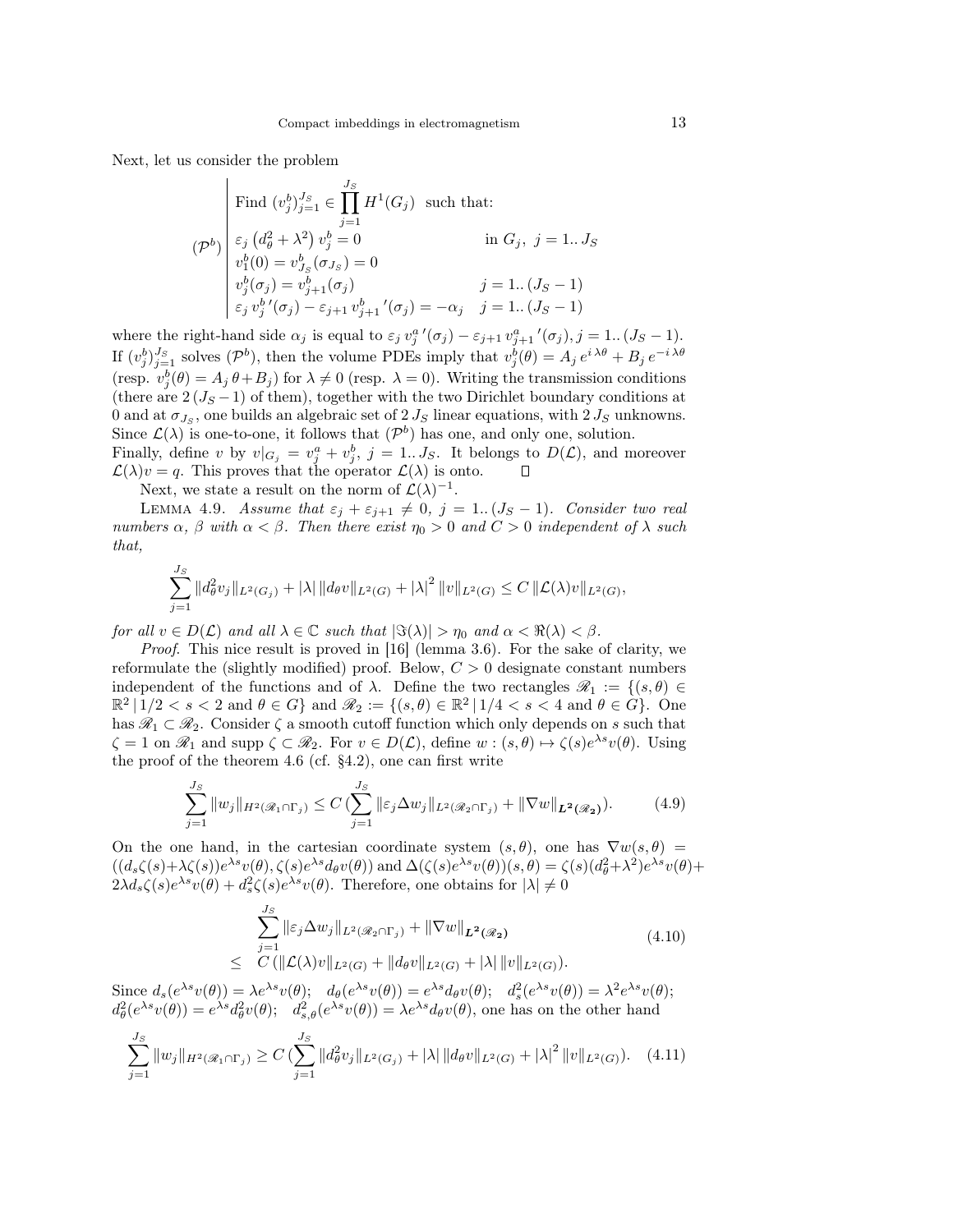Next, let us consider the problem

$$
(\mathcal{P}^b)\left|\begin{array}{ll}
\text{Find } (v_j^b)_{j=1}^{J_S} \in \prod_{j=1}^{J_S} H^1(G_j) \text{ such that:} & \\
\varepsilon_j \left(d_\theta^2 + \lambda^2\right) v_j^b = 0 & \text{in } G_j,\ j = 1..\,J_S \\
v_1^b(0) = v_{J_S}^b(\sigma_{J_S}) = 0 & \\
v_j^b(\sigma_j) = v_{j+1}^b(\sigma_j) & j = 1..\,(J_S-1) \\
\varepsilon_j\, {v_j^b}'(\sigma_j) - \varepsilon_{j+1}\, {v_{j+1}^b}'(\sigma_j) = -\alpha_j & j = 1..\,(J_S-1)
\end{array}\right.
$$

where the right-hand side $\alpha_j$ is equal to $\varepsilon_j\, {v_j^a}'(\sigma_j) - \varepsilon_{j+1}\, {v_{j+1}^a}'(\sigma_j), j = 1..\,(J_S-1)$. If $(v_j^b)_{j=1}^{J_S}$ solves $(\mathcal{P}^b)$, then the volume PDEs imply that $v_j^b(\theta) = A_j\, e^{i\,\lambda\theta} + B_j\, e^{-i\,\lambda\theta}$ (resp. $v_j^b(\theta) = A_j\,\theta + B_j$) for $\lambda \neq 0$ (resp. $\lambda = 0$). Writing the transmission conditions (there are $2\,(J_S-1)$ of them), together with the two Dirichlet boundary conditions at $0$ and at $\sigma_{J_S}$, one builds an algebraic set of $2\,J_S$ linear equations, with $2\,J_S$ unknowns. Since $\mathcal{L}(\lambda)$ is one-to-one, it follows that $(\mathcal{P}^b)$ has one, and only one, solution.
Finally, define $v$ by $v|_{G_j} = v_j^a + v_j^b$, $j = 1..\,J_S$. It belongs to $D(\mathcal{L})$, and moreover $\mathcal{L}(\lambda)v = q$. This proves that the operator $\mathcal{L}(\lambda)$ is onto. $\square$

Next, we state a result on the norm of $\mathcal{L}(\lambda)^{-1}$.

Lemma 4.9. *Assume that $\varepsilon_j + \varepsilon_{j+1} \neq 0$, $j = 1..\,(J_S-1)$. Consider two real numbers $\alpha$, $\beta$ with $\alpha < \beta$. Then there exist $\eta_0 > 0$ and $C > 0$ independent of $\lambda$ such that,*

$$
\sum_{j=1}^{J_S} \|d_\theta^2 v_j\|_{L^2(G_j)} + |\lambda|\, \|d_\theta v\|_{L^2(G)} + |\lambda|^2\, \|v\|_{L^2(G)} \leq C\, \|\mathcal{L}(\lambda)v\|_{L^2(G)},
$$

*for all $v \in D(\mathcal{L})$ and all $\lambda \in \mathbb{C}$ such that $|\Im(\lambda)| > \eta_0$ and $\alpha < \Re(\lambda) < \beta$.*

*Proof.* This nice result is proved in [16] (lemma 3.6). For the sake of clarity, we reformulate the (slightly modified) proof. Below, $C > 0$ designate constant numbers independent of the functions and of $\lambda$. Define the two rectangles $\mathscr{R}_1 := \{(s,\theta) \in \mathbb{R}^2 \,|\, 1/2 < s < 2 \text{ and } \theta \in G\}$ and $\mathscr{R}_2 := \{(s,\theta) \in \mathbb{R}^2 \,|\, 1/4 < s < 4 \text{ and } \theta \in G\}$. One has $\mathscr{R}_1 \subset \mathscr{R}_2$. Consider $\zeta$ a smooth cutoff function which only depends on $s$ such that $\zeta = 1$ on $\mathscr{R}_1$ and $\operatorname{supp} \zeta \subset \mathscr{R}_2$. For $v \in D(\mathcal{L})$, define $w : (s,\theta) \mapsto \zeta(s) e^{\lambda s} v(\theta)$. Using the proof of the theorem 4.6 (cf. §4.2), one can first write

$$
\sum_{j=1}^{J_S} \|w_j\|_{H^2(\mathscr{R}_1 \cap \Gamma_j)} \leq C\, (\sum_{j=1}^{J_S} \|\varepsilon_j \Delta w_j\|_{L^2(\mathscr{R}_2 \cap \Gamma_j)} + \|\nabla w\|_{\boldsymbol{L^2(\mathscr{R}_2)}}). \tag{4.9}
$$

On the one hand, in the cartesian coordinate system $(s,\theta)$, one has $\nabla w(s,\theta) = ((d_s\zeta(s) + \lambda\zeta(s)) e^{\lambda s} v(\theta), \zeta(s) e^{\lambda s} d_\theta v(\theta))$ and $\Delta(\zeta(s) e^{\lambda s} v(\theta))(s,\theta) = \zeta(s)(d_\theta^2 + \lambda^2) e^{\lambda s} v(\theta) + 2\lambda d_s\zeta(s) e^{\lambda s} v(\theta) + d_s^2\zeta(s) e^{\lambda s} v(\theta)$. Therefore, one obtains for $|\lambda| \neq 0$

$$
\begin{aligned}
&\sum_{j=1}^{J_S} \|\varepsilon_j \Delta w_j\|_{L^2(\mathscr{R}_2 \cap \Gamma_j)} + \|\nabla w\|_{\boldsymbol{L^2(\mathscr{R}_2)}} \\
\leq\ & C\, (\|\mathcal{L}(\lambda)v\|_{L^2(G)} + \|d_\theta v\|_{L^2(G)} + |\lambda|\, \|v\|_{L^2(G)}).
\end{aligned} \tag{4.10}
$$

Since $d_s(e^{\lambda s} v(\theta)) = \lambda e^{\lambda s} v(\theta)$; $\;d_\theta(e^{\lambda s} v(\theta)) = e^{\lambda s} d_\theta v(\theta)$; $\;d_s^2(e^{\lambda s} v(\theta)) = \lambda^2 e^{\lambda s} v(\theta)$; $d_\theta^2(e^{\lambda s} v(\theta)) = e^{\lambda s} d_\theta^2 v(\theta)$; $\;d_{s,\theta}^2(e^{\lambda s} v(\theta)) = \lambda e^{\lambda s} d_\theta v(\theta)$, one has on the other hand

$$
\sum_{j=1}^{J_S} \|w_j\|_{H^2(\mathscr{R}_1 \cap \Gamma_j)} \geq C\, (\sum_{j=1}^{J_S} \|d_\theta^2 v_j\|_{L^2(G_j)} + |\lambda|\, \|d_\theta v\|_{L^2(G)} + |\lambda|^2\, \|v\|_{L^2(G)}). \tag{4.11}
$$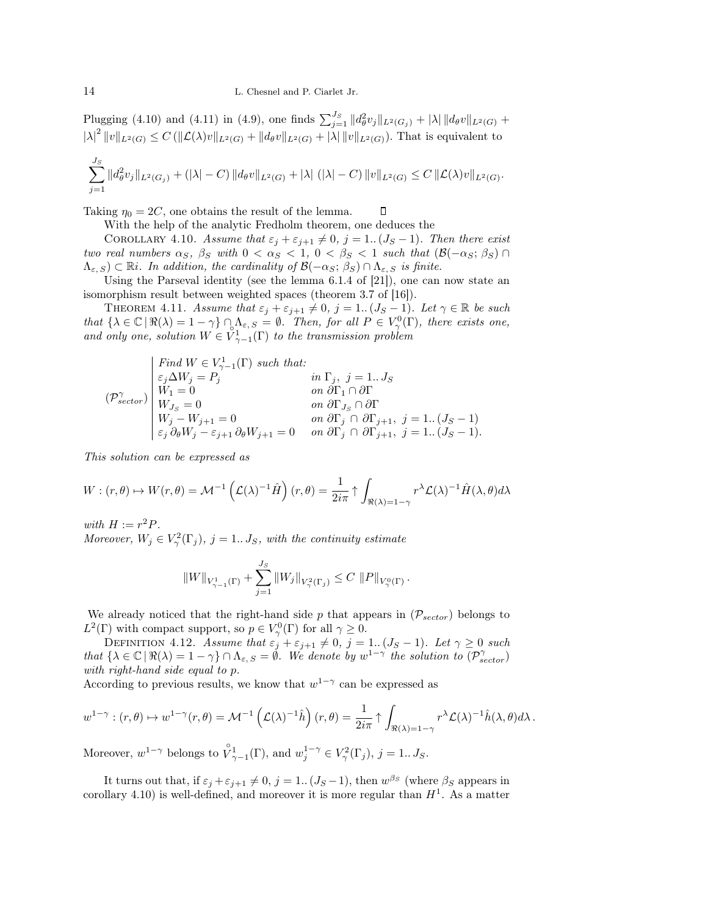Plugging (4.10) and (4.11) in (4.9), one finds $\sum_{j=1}^{J_S} \|d_\theta^2 v_j\|_{L^2(G_j)} + |\lambda| \, \|d_\theta v\|_{L^2(G)} + |\lambda|^2 \|v\|_{L^2(G)} \leq C\,(\|\mathcal{L}(\lambda)v\|_{L^2(G)} + \|d_\theta v\|_{L^2(G)} + |\lambda| \, \|v\|_{L^2(G)})$. That is equivalent to

$$\sum_{j=1}^{J_S} \|d_\theta^2 v_j\|_{L^2(G_j)} + (|\lambda| - C)\, \|d_\theta v\|_{L^2(G)} + |\lambda|\, (|\lambda| - C)\, \|v\|_{L^2(G)} \leq C\, \|\mathcal{L}(\lambda)v\|_{L^2(G)}.$$

Taking $\eta_0 = 2C$, one obtains the result of the lemma. $\square$

With the help of the analytic Fredholm theorem, one deduces the

Corollary 4.10. *Assume that $\varepsilon_j + \varepsilon_{j+1} \neq 0$, $j = 1..(J_S - 1)$. Then there exist two real numbers $\alpha_S$, $\beta_S$ with $0 < \alpha_S < 1$, $0 < \beta_S < 1$ such that $(\mathcal{B}(-\alpha_S; \beta_S) \cap \Lambda_{\varepsilon, S}) \subset \mathbb{R}i$. In addition, the cardinality of $\mathcal{B}(-\alpha_S; \beta_S) \cap \Lambda_{\varepsilon, S}$ is finite.*

Using the Parseval identity (see the lemma 6.1.4 of [21]), one can now state an isomorphism result between weighted spaces (theorem 3.7 of [16]).

Theorem 4.11. *Assume that $\varepsilon_j + \varepsilon_{j+1} \neq 0$, $j = 1..(J_S - 1)$. Let $\gamma \in \mathbb{R}$ be such that $\{\lambda \in \mathbb{C} \,|\, \Re(\lambda) = 1 - \gamma\} \cap \Lambda_{\varepsilon, S} = \emptyset$. Then, for all $P \in V^0_\gamma(\Gamma)$, there exists one, and only one, solution $W \in \mathring{V}^1_{\gamma-1}(\Gamma)$ to the transmission problem*

$$(\mathcal{P}^\gamma_{sector}) \left| \begin{array}{ll} \text{Find } W \in V^1_{\gamma-1}(\Gamma) \text{ such that:} & \\ \varepsilon_j \Delta W_j = P_j & \text{in } \Gamma_j, \ j = 1..J_S \\ W_1 = 0 & \text{on } \partial\Gamma_1 \cap \partial\Gamma \\ W_{J_S} = 0 & \text{on } \partial\Gamma_{J_S} \cap \partial\Gamma \\ W_j - W_{j+1} = 0 & \text{on } \partial\Gamma_j \cap \partial\Gamma_{j+1}, \ j = 1..(J_S - 1) \\ \varepsilon_j\, \partial_\theta W_j - \varepsilon_{j+1}\, \partial_\theta W_{j+1} = 0 & \text{on } \partial\Gamma_j \cap \partial\Gamma_{j+1}, \ j = 1..(J_S - 1). \end{array} \right.$$

*This solution can be expressed as*

$$W : (r, \theta) \mapsto W(r, \theta) = \mathcal{M}^{-1}\left(\mathcal{L}(\lambda)^{-1}\hat{H}\right)(r, \theta) = \frac{1}{2i\pi} \uparrow \int_{\Re(\lambda) = 1-\gamma} r^\lambda \mathcal{L}(\lambda)^{-1} \hat{H}(\lambda, \theta)\, d\lambda$$

*with $H := r^2 P$.*
*Moreover, $W_j \in V^2_\gamma(\Gamma_j)$, $j = 1..J_S$, with the continuity estimate*

$$\|W\|_{V^1_{\gamma-1}(\Gamma)} + \sum_{j=1}^{J_S} \|W_j\|_{V^2_\gamma(\Gamma_j)} \leq C\, \|P\|_{V^0_\gamma(\Gamma)}.$$

We already noticed that the right-hand side $p$ that appears in $(\mathcal{P}_{sector})$ belongs to $L^2(\Gamma)$ with compact support, so $p \in V^0_\gamma(\Gamma)$ for all $\gamma \geq 0$.

Definition 4.12. *Assume that $\varepsilon_j + \varepsilon_{j+1} \neq 0$, $j = 1..(J_S - 1)$. Let $\gamma \geq 0$ such that $\{\lambda \in \mathbb{C} \,|\, \Re(\lambda) = 1 - \gamma\} \cap \Lambda_{\varepsilon, S} = \emptyset$. We denote by $w^{1-\gamma}$ the solution to $(\mathcal{P}^\gamma_{sector})$ with right-hand side equal to $p$.*

According to previous results, we know that $w^{1-\gamma}$ can be expressed as

$$w^{1-\gamma} : (r, \theta) \mapsto w^{1-\gamma}(r, \theta) = \mathcal{M}^{-1}\left(\mathcal{L}(\lambda)^{-1}\hat{h}\right)(r, \theta) = \frac{1}{2i\pi} \uparrow \int_{\Re(\lambda) = 1-\gamma} r^\lambda \mathcal{L}(\lambda)^{-1} \hat{h}(\lambda, \theta)\, d\lambda\,.$$

Moreover, $w^{1-\gamma}$ belongs to $\mathring{V}^1_{\gamma-1}(\Gamma)$, and $w^{1-\gamma}_j \in V^2_\gamma(\Gamma_j)$, $j = 1..J_S$.

It turns out that, if $\varepsilon_j + \varepsilon_{j+1} \neq 0$, $j = 1..(J_S - 1)$, then $w^{\beta_S}$ (where $\beta_S$ appears in corollary 4.10) is well-defined, and moreover it is more regular than $H^1$. As a matter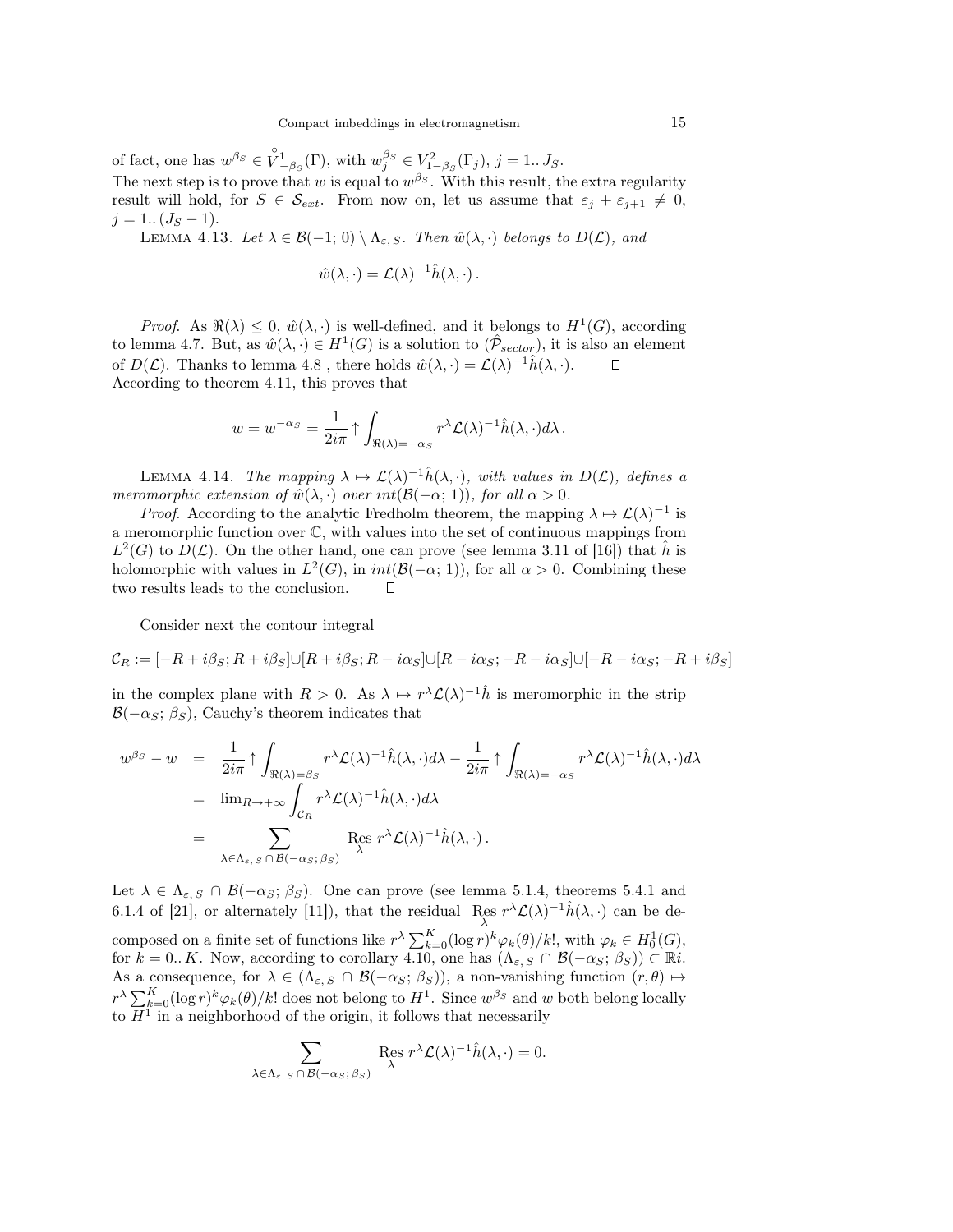of fact, one has $w^{\beta_S} \in \overset{\circ}{V}{}^1_{-\beta_S}(\Gamma)$, with $w_j^{\beta_S} \in V^2_{1-\beta_S}(\Gamma_j)$, $j = 1..J_S$.
The next step is to prove that $w$ is equal to $w^{\beta_S}$. With this result, the extra regularity result will hold, for $S \in \mathcal{S}_{ext}$. From now on, let us assume that $\varepsilon_j + \varepsilon_{j+1} \neq 0$, $j = 1..(J_S - 1)$.

Lemma 4.13. *Let $\lambda \in \mathcal{B}(-1;\, 0) \setminus \Lambda_{\varepsilon,\, S}$. Then $\hat{w}(\lambda, \cdot)$ belongs to $D(\mathcal{L})$, and*

$$\hat{w}(\lambda, \cdot) = \mathcal{L}(\lambda)^{-1}\hat{h}(\lambda, \cdot)\,.$$

*Proof.* As $\Re(\lambda) \leq 0$, $\hat{w}(\lambda, \cdot)$ is well-defined, and it belongs to $H^1(G)$, according to lemma 4.7. But, as $\hat{w}(\lambda, \cdot) \in H^1(G)$ is a solution to $(\hat{\mathcal{P}}_{sector})$, it is also an element of $D(\mathcal{L})$. Thanks to lemma 4.8 , there holds $\hat{w}(\lambda, \cdot) = \mathcal{L}(\lambda)^{-1}\hat{h}(\lambda, \cdot)$. $\square$
According to theorem 4.11, this proves that

$$w = w^{-\alpha_S} = \frac{1}{2i\pi} \uparrow \int_{\Re(\lambda) = -\alpha_S} r^\lambda \mathcal{L}(\lambda)^{-1}\hat{h}(\lambda, \cdot) d\lambda\,.$$

Lemma 4.14. *The mapping $\lambda \mapsto \mathcal{L}(\lambda)^{-1}\hat{h}(\lambda, \cdot)$, with values in $D(\mathcal{L})$, defines a meromorphic extension of $\hat{w}(\lambda, \cdot)$ over $int(\mathcal{B}(-\alpha;\, 1))$, for all $\alpha > 0$.*

*Proof.* According to the analytic Fredholm theorem, the mapping $\lambda \mapsto \mathcal{L}(\lambda)^{-1}$ is a meromorphic function over $\mathbb{C}$, with values into the set of continuous mappings from $L^2(G)$ to $D(\mathcal{L})$. On the other hand, one can prove (see lemma 3.11 of [16]) that $\hat{h}$ is holomorphic with values in $L^2(G)$, in $int(\mathcal{B}(-\alpha;\, 1))$, for all $\alpha > 0$. Combining these two results leads to the conclusion. $\square$

Consider next the contour integral

$$\mathcal{C}_R := [-R + i\beta_S; R + i\beta_S] \cup [R + i\beta_S; R - i\alpha_S] \cup [R - i\alpha_S; -R - i\alpha_S] \cup [-R - i\alpha_S; -R + i\beta_S]$$

in the complex plane with $R > 0$. As $\lambda \mapsto r^\lambda \mathcal{L}(\lambda)^{-1}\hat{h}$ is meromorphic in the strip $\mathcal{B}(-\alpha_S;\, \beta_S)$, Cauchy's theorem indicates that

$$\begin{aligned}
w^{\beta_S} - w &= \frac{1}{2i\pi} \uparrow \int_{\Re(\lambda) = \beta_S} r^\lambda \mathcal{L}(\lambda)^{-1}\hat{h}(\lambda, \cdot) d\lambda - \frac{1}{2i\pi} \uparrow \int_{\Re(\lambda) = -\alpha_S} r^\lambda \mathcal{L}(\lambda)^{-1}\hat{h}(\lambda, \cdot) d\lambda \\
&= \lim_{R \to +\infty} \int_{\mathcal{C}_R} r^\lambda \mathcal{L}(\lambda)^{-1}\hat{h}(\lambda, \cdot) d\lambda \\
&= \sum_{\lambda \in \Lambda_{\varepsilon,\, S} \cap \mathcal{B}(-\alpha_S;\, \beta_S)} \operatorname*{Res}_{\lambda}\, r^\lambda \mathcal{L}(\lambda)^{-1}\hat{h}(\lambda, \cdot)\,.
\end{aligned}$$

Let $\lambda \in \Lambda_{\varepsilon,\, S} \cap \mathcal{B}(-\alpha_S;\, \beta_S)$. One can prove (see lemma 5.1.4, theorems 5.4.1 and 6.1.4 of [21], or alternately [11]), that the residual $\operatorname*{Res}_{\lambda}\, r^\lambda \mathcal{L}(\lambda)^{-1}\hat{h}(\lambda, \cdot)$ can be decomposed on a finite set of functions like $r^\lambda \sum_{k=0}^K (\log r)^k \varphi_k(\theta)/k!$, with $\varphi_k \in H^1_0(G)$, for $k = 0..K$. Now, according to corollary 4.10, one has $(\Lambda_{\varepsilon,\, S} \cap \mathcal{B}(-\alpha_S;\, \beta_S)) \subset \mathbb{R}i$. As a consequence, for $\lambda \in (\Lambda_{\varepsilon,\, S} \cap \mathcal{B}(-\alpha_S;\, \beta_S))$, a non-vanishing function $(r, \theta) \mapsto r^\lambda \sum_{k=0}^K (\log r)^k \varphi_k(\theta)/k!$ does not belong to $H^1$. Since $w^{\beta_S}$ and $w$ both belong locally to $H^1$ in a neighborhood of the origin, it follows that necessarily

$$\sum_{\lambda \in \Lambda_{\varepsilon,\, S} \cap \mathcal{B}(-\alpha_S;\, \beta_S)} \operatorname*{Res}_{\lambda}\, r^\lambda \mathcal{L}(\lambda)^{-1}\hat{h}(\lambda, \cdot) = 0.$$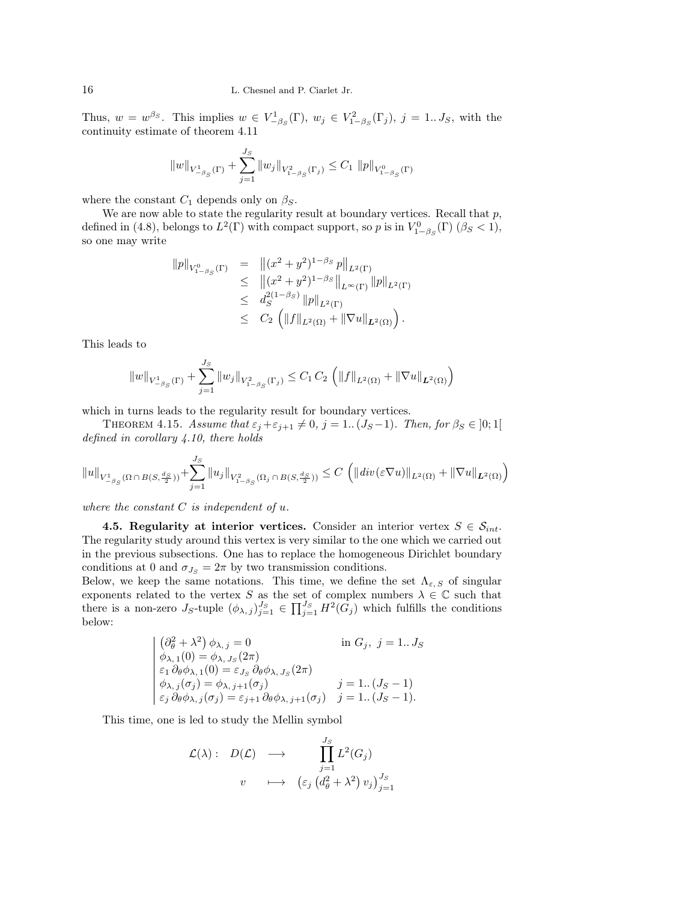Thus, $w = w^{\beta_S}$. This implies $w \in V^1_{-\beta_S}(\Gamma)$, $w_j \in V^2_{1-\beta_S}(\Gamma_j)$, $j = 1..J_S$, with the continuity estimate of theorem 4.11

$$\|w\|_{V^1_{-\beta_S}(\Gamma)} + \sum_{j=1}^{J_S} \|w_j\|_{V^2_{1-\beta_S}(\Gamma_j)} \leq C_1 \, \|p\|_{V^0_{1-\beta_S}(\Gamma)}$$

where the constant $C_1$ depends only on $\beta_S$.

We are now able to state the regularity result at boundary vertices. Recall that $p$, defined in (4.8), belongs to $L^2(\Gamma)$ with compact support, so $p$ is in $V^0_{1-\beta_S}(\Gamma)$ ($\beta_S < 1$), so one may write

$$\begin{array}{rcl} \|p\|_{V^0_{1-\beta_S}(\Gamma)} & = & \left\|(x^2+y^2)^{1-\beta_S}\, p\right\|_{L^2(\Gamma)} \\ & \leq & \left\|(x^2+y^2)^{1-\beta_S}\right\|_{L^\infty(\Gamma)} \|p\|_{L^2(\Gamma)} \\ & \leq & d_S^{2(1-\beta_S)}\, \|p\|_{L^2(\Gamma)} \\ & \leq & C_2 \left( \|f\|_{L^2(\Omega)} + \|\nabla u\|_{\boldsymbol{L}^2(\Omega)} \right). \end{array}$$

This leads to

$$\|w\|_{V^1_{-\beta_S}(\Gamma)} + \sum_{j=1}^{J_S} \|w_j\|_{V^2_{1-\beta_S}(\Gamma_j)} \leq C_1\, C_2 \left( \|f\|_{L^2(\Omega)} + \|\nabla u\|_{\boldsymbol{L}^2(\Omega)} \right)$$

which in turns leads to the regularity result for boundary vertices.

Theorem 4.15. *Assume that $\varepsilon_j + \varepsilon_{j+1} \neq 0$, $j = 1..(J_S - 1)$. Then, for $\beta_S \in ]0;1[$ defined in corollary 4.10, there holds*

$$\|u\|_{V^1_{-\beta_S}(\Omega \cap B(S, \frac{d_S}{2}))} + \sum_{j=1}^{J_S} \|u_j\|_{V^2_{1-\beta_S}(\Omega_j \cap B(S, \frac{d_S}{2}))} \leq C \left( \|div(\varepsilon \nabla u)\|_{L^2(\Omega)} + \|\nabla u\|_{\boldsymbol{L}^2(\Omega)} \right)$$

*where the constant $C$ is independent of $u$.*

**4.5. Regularity at interior vertices.** Consider an interior vertex $S \in \mathcal{S}_{int}$. The regularity study around this vertex is very similar to the one which we carried out in the previous subsections. One has to replace the homogeneous Dirichlet boundary conditions at 0 and $\sigma_{J_S} = 2\pi$ by two transmission conditions.

Below, we keep the same notations. This time, we define the set $\Lambda_{\varepsilon,\,S}$ of singular exponents related to the vertex $S$ as the set of complex numbers $\lambda \in \mathbb{C}$ such that there is a non-zero $J_S$-tuple $(\phi_{\lambda,\,j})_{j=1}^{J_S} \in \prod_{j=1}^{J_S} H^2(G_j)$ which fulfills the conditions below:

$$\left| \begin{array}{ll} \left(\partial_\theta^2 + \lambda^2\right) \phi_{\lambda,\,j} = 0 & \text{in } G_j,\ j = 1..J_S \\ \phi_{\lambda,\,1}(0) = \phi_{\lambda,\,J_S}(2\pi) & \\ \varepsilon_1\, \partial_\theta \phi_{\lambda,\,1}(0) = \varepsilon_{J_S}\, \partial_\theta \phi_{\lambda,\,J_S}(2\pi) & \\ \phi_{\lambda,\,j}(\sigma_j) = \phi_{\lambda,\,j+1}(\sigma_j) & j = 1..(J_S - 1) \\ \varepsilon_j\, \partial_\theta \phi_{\lambda,\,j}(\sigma_j) = \varepsilon_{j+1}\, \partial_\theta \phi_{\lambda,\,j+1}(\sigma_j) & j = 1..(J_S - 1). \end{array} \right.$$

This time, one is led to study the Mellin symbol

$$\begin{array}{rrcl} \mathcal{L}(\lambda): & D(\mathcal{L}) & \longrightarrow & \displaystyle\prod_{j=1}^{J_S} L^2(G_j) \\ & v & \longmapsto & \left(\varepsilon_j \left(d_\theta^2 + \lambda^2\right) v_j\right)_{j=1}^{J_S} \end{array}$$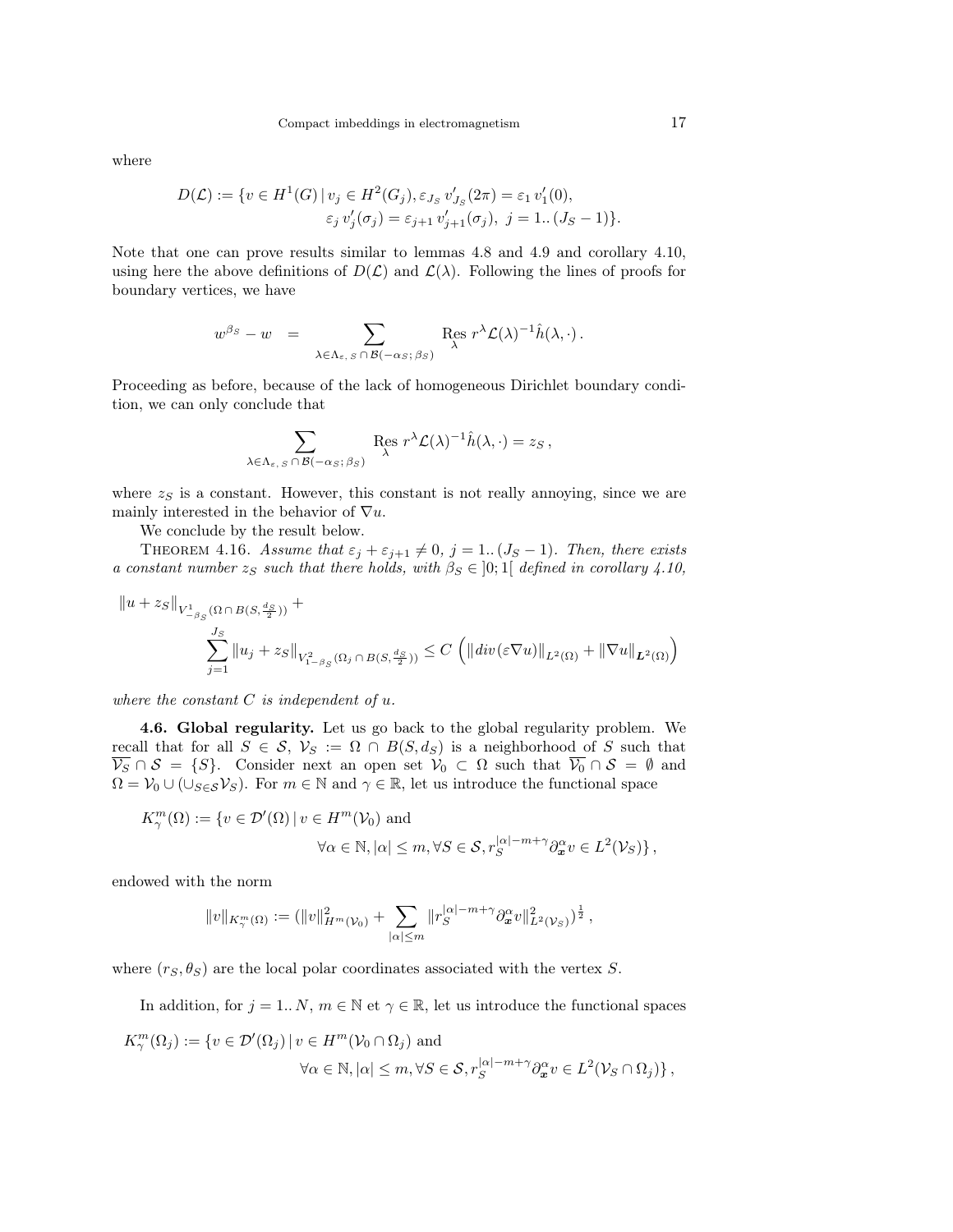where

$$D(\mathcal{L}) := \{v \in H^1(G) \,|\, v_j \in H^2(G_j), \varepsilon_{J_S}\, v'_{J_S}(2\pi) = \varepsilon_1\, v'_1(0),$$
$$\varepsilon_j\, v'_j(\sigma_j) = \varepsilon_{j+1}\, v'_{j+1}(\sigma_j),\ j = 1..\,(J_S - 1)\}.$$

Note that one can prove results similar to lemmas 4.8 and 4.9 and corollary 4.10, using here the above definitions of $D(\mathcal{L})$ and $\mathcal{L}(\lambda)$. Following the lines of proofs for boundary vertices, we have

$$w^{\beta_S} - w \quad = \sum_{\lambda \in \Lambda_{\varepsilon,\,S} \cap \mathcal{B}(-\alpha_S;\, \beta_S)} \operatorname*{Res}_{\lambda}\, r^{\lambda} \mathcal{L}(\lambda)^{-1} \hat{h}(\lambda, \cdot)\,.$$

Proceeding as before, because of the lack of homogeneous Dirichlet boundary condition, we can only conclude that

$$\sum_{\lambda \in \Lambda_{\varepsilon,\,S} \cap \mathcal{B}(-\alpha_S;\, \beta_S)} \operatorname*{Res}_{\lambda}\, r^{\lambda} \mathcal{L}(\lambda)^{-1} \hat{h}(\lambda, \cdot) = z_S\,,$$

where $z_S$ is a constant. However, this constant is not really annoying, since we are mainly interested in the behavior of $\nabla u$.

We conclude by the result below.

Theorem 4.16. *Assume that $\varepsilon_j + \varepsilon_{j+1} \neq 0$, $j = 1..\,(J_S - 1)$. Then, there exists a constant number $z_S$ such that there holds, with $\beta_S \in ]0;1[$ defined in corollary 4.10,*

$$\|u + z_S\|_{V^1_{-\beta_S}(\Omega \cap B(S, \frac{d_S}{2}))} + \sum_{j=1}^{J_S} \|u_j + z_S\|_{V^2_{1-\beta_S}(\Omega_j \cap B(S, \frac{d_S}{2}))} \leq C \left( \|div(\varepsilon \nabla u)\|_{L^2(\Omega)} + \|\nabla u\|_{\boldsymbol{L}^2(\Omega)} \right)$$

*where the constant $C$ is independent of $u$.*

**4.6. Global regularity.** Let us go back to the global regularity problem. We recall that for all $S \in \mathcal{S}$, $\mathcal{V}_S := \Omega \cap B(S, d_S)$ is a neighborhood of $S$ such that $\overline{\mathcal{V}_S} \cap \mathcal{S} = \{S\}$. Consider next an open set $\mathcal{V}_0 \subset \Omega$ such that $\overline{\mathcal{V}_0} \cap \mathcal{S} = \emptyset$ and $\Omega = \mathcal{V}_0 \cup (\cup_{S \in \mathcal{S}} \mathcal{V}_S)$. For $m \in \mathbb{N}$ and $\gamma \in \mathbb{R}$, let us introduce the functional space

$$K^m_\gamma(\Omega) := \{v \in \mathcal{D}'(\Omega) \,|\, v \in H^m(\mathcal{V}_0) \text{ and}$$
$$\forall \alpha \in \mathbb{N}, |\alpha| \leq m, \forall S \in \mathcal{S}, r_S^{|\alpha| - m + \gamma} \partial^\alpha_{\boldsymbol{x}} v \in L^2(\mathcal{V}_S)\}\,,$$

endowed with the norm

$$\|v\|_{K^m_\gamma(\Omega)} := (\|v\|^2_{H^m(\mathcal{V}_0)} + \sum_{|\alpha| \leq m} \|r_S^{|\alpha| - m + \gamma} \partial^\alpha_{\boldsymbol{x}} v\|^2_{L^2(\mathcal{V}_S)})^{\frac{1}{2}}\,,$$

where $(r_S, \theta_S)$ are the local polar coordinates associated with the vertex $S$.

In addition, for $j = 1..\,N$, $m \in \mathbb{N}$ et $\gamma \in \mathbb{R}$, let us introduce the functional spaces

$$K^m_\gamma(\Omega_j) := \{v \in \mathcal{D}'(\Omega_j) \,|\, v \in H^m(\mathcal{V}_0 \cap \Omega_j) \text{ and}$$
$$\forall \alpha \in \mathbb{N}, |\alpha| \leq m, \forall S \in \mathcal{S}, r_S^{|\alpha| - m + \gamma} \partial^\alpha_{\boldsymbol{x}} v \in L^2(\mathcal{V}_S \cap \Omega_j)\}\,,$$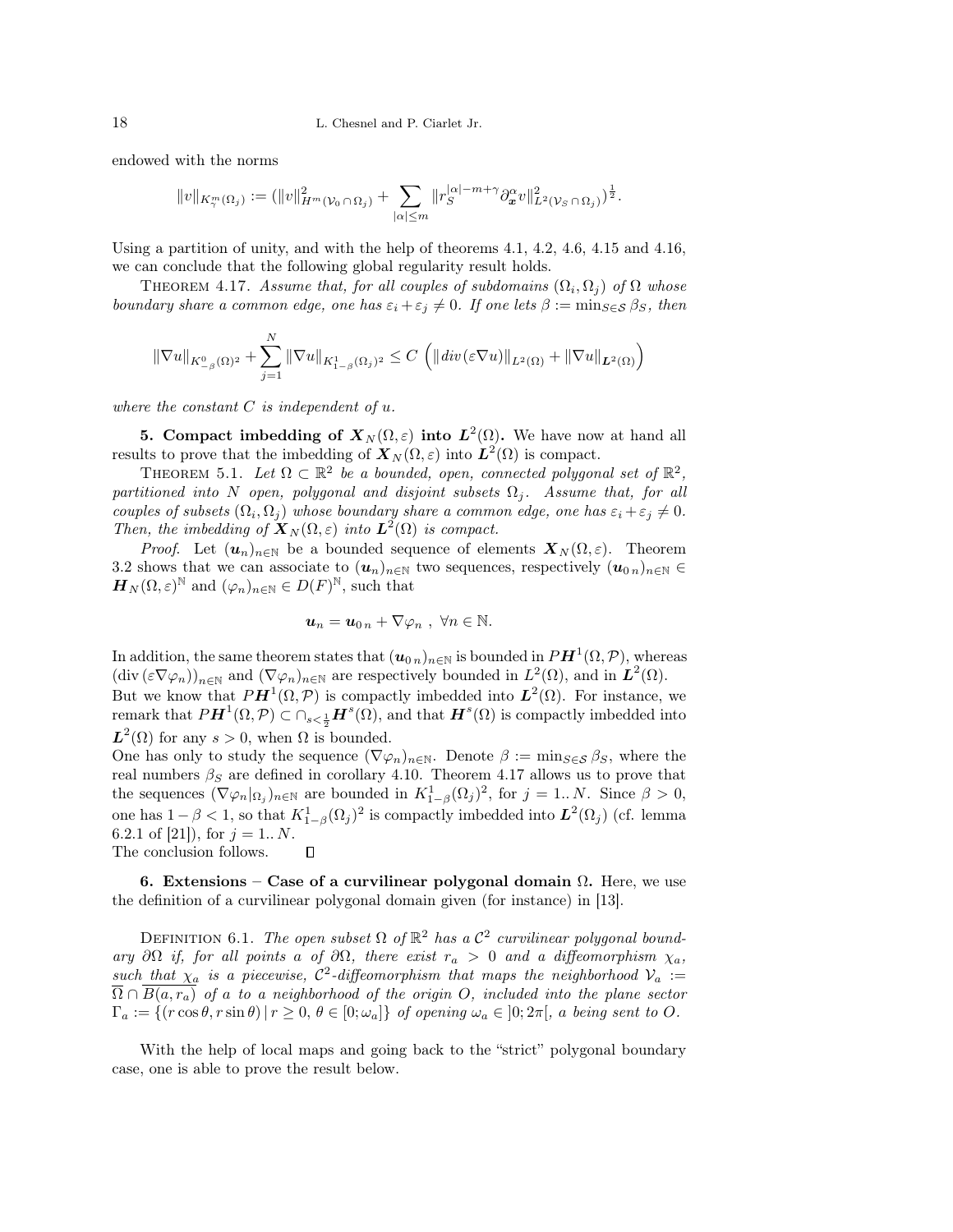endowed with the norms

$$\|v\|_{K^m_\gamma(\Omega_j)} := (\|v\|^2_{H^m(\mathcal{V}_0 \cap \Omega_j)} + \sum_{|\alpha|\le m} \|r_S^{|\alpha|-m+\gamma} \partial^\alpha_{\boldsymbol{x}} v\|^2_{L^2(\mathcal{V}_S \cap \Omega_j)})^{\frac{1}{2}}.$$

Using a partition of unity, and with the help of theorems 4.1, 4.2, 4.6, 4.15 and 4.16, we can conclude that the following global regularity result holds.

THEOREM 4.17. *Assume that, for all couples of subdomains $(\Omega_i, \Omega_j)$ of $\Omega$ whose boundary share a common edge, one has $\varepsilon_i + \varepsilon_j \neq 0$. If one lets $\beta := \min_{S\in\mathcal{S}} \beta_S$, then*

$$\|\nabla u\|_{K^0_{-\beta}(\Omega)^2} + \sum_{j=1}^{N} \|\nabla u\|_{K^1_{1-\beta}(\Omega_j)^2} \le C \left( \|div\,(\varepsilon \nabla u)\|_{L^2(\Omega)} + \|\nabla u\|_{\boldsymbol{L}^2(\Omega)} \right)$$

*where the constant $C$ is independent of $u$.*

**5. Compact imbedding of $\boldsymbol{X}_N(\Omega, \varepsilon)$ into $\boldsymbol{L}^2(\Omega)$.** We have now at hand all results to prove that the imbedding of $\boldsymbol{X}_N(\Omega, \varepsilon)$ into $\boldsymbol{L}^2(\Omega)$ is compact.

THEOREM 5.1. *Let $\Omega \subset \mathbb{R}^2$ be a bounded, open, connected polygonal set of $\mathbb{R}^2$, partitioned into $N$ open, polygonal and disjoint subsets $\Omega_j$. Assume that, for all couples of subsets $(\Omega_i, \Omega_j)$ whose boundary share a common edge, one has $\varepsilon_i + \varepsilon_j \neq 0$. Then, the imbedding of $\boldsymbol{X}_N(\Omega, \varepsilon)$ into $\boldsymbol{L}^2(\Omega)$ is compact.*

*Proof.* Let $(\boldsymbol{u}_n)_{n\in\mathbb{N}}$ be a bounded sequence of elements $\boldsymbol{X}_N(\Omega, \varepsilon)$. Theorem 3.2 shows that we can associate to $(\boldsymbol{u}_n)_{n\in\mathbb{N}}$ two sequences, respectively $(\boldsymbol{u}_{0\,n})_{n\in\mathbb{N}} \in \boldsymbol{H}_N(\Omega, \varepsilon)^{\mathbb{N}}$ and $(\varphi_n)_{n\in\mathbb{N}} \in D(F)^{\mathbb{N}}$, such that

$$\boldsymbol{u}_n = \boldsymbol{u}_{0\,n} + \nabla \varphi_n \ , \ \forall n \in \mathbb{N}.$$

In addition, the same theorem states that $(\boldsymbol{u}_{0\,n})_{n\in\mathbb{N}}$ is bounded in $P\boldsymbol{H}^1(\Omega, \mathcal{P})$, whereas $(\mathrm{div}\,(\varepsilon \nabla \varphi_n))_{n\in\mathbb{N}}$ and $(\nabla \varphi_n)_{n\in\mathbb{N}}$ are respectively bounded in $L^2(\Omega)$, and in $\boldsymbol{L}^2(\Omega)$.
But we know that $P\boldsymbol{H}^1(\Omega, \mathcal{P})$ is compactly imbedded into $\boldsymbol{L}^2(\Omega)$. For instance, we remark that $P\boldsymbol{H}^1(\Omega, \mathcal{P}) \subset \cap_{s<\frac{1}{2}} \boldsymbol{H}^s(\Omega)$, and that $\boldsymbol{H}^s(\Omega)$ is compactly imbedded into $\boldsymbol{L}^2(\Omega)$ for any $s > 0$, when $\Omega$ is bounded.
One has only to study the sequence $(\nabla \varphi_n)_{n\in\mathbb{N}}$. Denote $\beta := \min_{S\in\mathcal{S}} \beta_S$, where the real numbers $\beta_S$ are defined in corollary 4.10. Theorem 4.17 allows us to prove that the sequences $(\nabla \varphi_n|_{\Omega_j})_{n\in\mathbb{N}}$ are bounded in $K^1_{1-\beta}(\Omega_j)^2$, for $j = 1..N$. Since $\beta > 0$, one has $1 - \beta < 1$, so that $K^1_{1-\beta}(\Omega_j)^2$ is compactly imbedded into $\boldsymbol{L}^2(\Omega_j)$ (cf. lemma 6.2.1 of [21]), for $j = 1..N$.
The conclusion follows. □

**6. Extensions – Case of a curvilinear polygonal domain $\Omega$.** Here, we use the definition of a curvilinear polygonal domain given (for instance) in [13].

DEFINITION 6.1. *The open subset $\Omega$ of $\mathbb{R}^2$ has a $\mathcal{C}^2$ curvilinear polygonal boundary $\partial\Omega$ if, for all points $a$ of $\partial\Omega$, there exist $r_a > 0$ and a diffeomorphism $\chi_a$, such that $\chi_a$ is a piecewise, $\mathcal{C}^2$-diffeomorphism that maps the neighborhood $\mathcal{V}_a := \overline{\Omega} \cap \overline{B(a, r_a)}$ of $a$ to a neighborhood of the origin $O$, included into the plane sector $\Gamma_a := \{(r\cos\theta, r\sin\theta) \,|\, r \ge 0,\, \theta \in [0; \omega_a]\}$ of opening $\omega_a \in\, ]0; 2\pi[$, $a$ being sent to $O$.*

With the help of local maps and going back to the "strict" polygonal boundary case, one is able to prove the result below.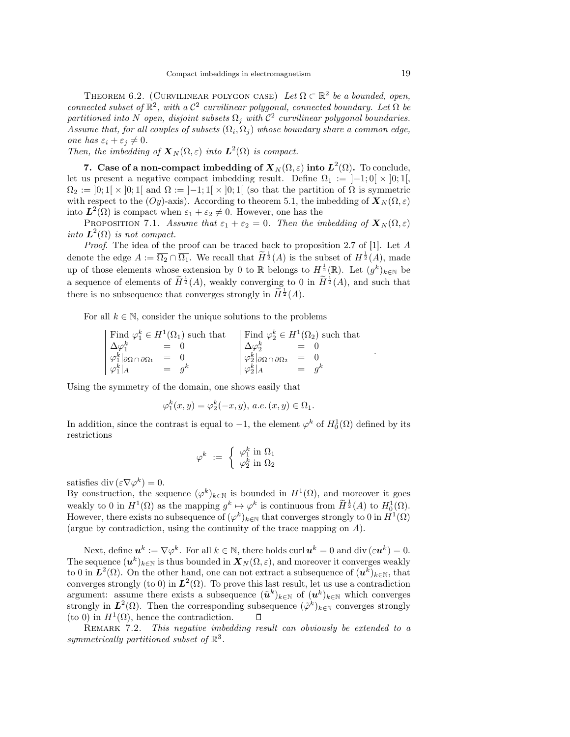THEOREM 6.2. (CURVILINEAR POLYGON CASE) *Let $\Omega \subset \mathbb{R}^2$ be a bounded, open, connected subset of $\mathbb{R}^2$, with a $\mathcal{C}^2$ curvilinear polygonal, connected boundary. Let $\Omega$ be partitioned into $N$ open, disjoint subsets $\Omega_j$ with $\mathcal{C}^2$ curvilinear polygonal boundaries. Assume that, for all couples of subsets $(\Omega_i, \Omega_j)$ whose boundary share a common edge, one has $\varepsilon_i + \varepsilon_j \neq 0$.*
*Then, the imbedding of $\boldsymbol{X}_N(\Omega, \varepsilon)$ into $\boldsymbol{L}^2(\Omega)$ is compact.*

## 7. Case of a non-compact imbedding of $\boldsymbol{X}_N(\Omega, \varepsilon)$ into $\boldsymbol{L}^2(\Omega)$.

To conclude, let us present a negative compact imbedding result. Define $\Omega_1 := ]-1;0[ \times ]0;1[$, $\Omega_2 := ]0;1[ \times ]0;1[$ and $\Omega := ]-1;1[ \times ]0;1[$ (so that the partition of $\Omega$ is symmetric with respect to the $(Oy)$-axis). According to theorem 5.1, the imbedding of $\boldsymbol{X}_N(\Omega, \varepsilon)$ into $\boldsymbol{L}^2(\Omega)$ is compact when $\varepsilon_1 + \varepsilon_2 \neq 0$. However, one has the

PROPOSITION 7.1. *Assume that $\varepsilon_1 + \varepsilon_2 = 0$. Then the imbedding of $\boldsymbol{X}_N(\Omega, \varepsilon)$ into $\boldsymbol{L}^2(\Omega)$ is not compact.*

*Proof.* The idea of the proof can be traced back to proposition 2.7 of [1]. Let $A$ denote the edge $A := \overline{\Omega_2} \cap \overline{\Omega_1}$. We recall that $\widetilde{H}^{\frac{1}{2}}(A)$ is the subset of $H^{\frac{1}{2}}(A)$, made up of those elements whose extension by 0 to $\mathbb{R}$ belongs to $H^{\frac{1}{2}}(\mathbb{R})$. Let $(g^k)_{k\in\mathbb{N}}$ be a sequence of elements of $\widetilde{H}^{\frac{1}{2}}(A)$, weakly converging to 0 in $\widetilde{H}^{\frac{1}{2}}(A)$, and such that there is no subsequence that converges strongly in $\widetilde{H}^{\frac{1}{2}}(A)$.

For all $k \in \mathbb{N}$, consider the unique solutions to the problems

$$
\left|\begin{array}{lcl}
\text{Find } \varphi_1^k \in H^1(\Omega_1) \text{ such that} & & \\
\Delta\varphi_1^k & = & 0 \\
\varphi_1^k|_{\partial\Omega\cap\partial\Omega_1} & = & 0 \\
\varphi_1^k|_A & = & g^k
\end{array}\right.
\qquad
\left|\begin{array}{lcl}
\text{Find } \varphi_2^k \in H^1(\Omega_2) \text{ such that} & & \\
\Delta\varphi_2^k & = & 0 \\
\varphi_2^k|_{\partial\Omega\cap\partial\Omega_2} & = & 0 \\
\varphi_2^k|_A & = & g^k
\end{array}\right. .
$$

Using the symmetry of the domain, one shows easily that

$$\varphi_1^k(x, y) = \varphi_2^k(-x, y), \ a.e. \ (x, y) \in \Omega_1.$$

In addition, since the contrast is equal to $-1$, the element $\varphi^k$ of $H_0^1(\Omega)$ defined by its restrictions

$$\varphi^k := \left\{ \begin{array}{l} \varphi_1^k \text{ in } \Omega_1 \\ \varphi_2^k \text{ in } \Omega_2 \end{array} \right.$$

satisfies $\operatorname{div}(\varepsilon\nabla\varphi^k) = 0$.
By construction, the sequence $(\varphi^k)_{k\in\mathbb{N}}$ is bounded in $H^1(\Omega)$, and moreover it goes weakly to 0 in $H^1(\Omega)$ as the mapping $g^k \mapsto \varphi^k$ is continuous from $\widetilde{H}^{\frac{1}{2}}(A)$ to $H_0^1(\Omega)$. However, there exists no subsequence of $(\varphi^k)_{k\in\mathbb{N}}$ that converges strongly to 0 in $H^1(\Omega)$ (argue by contradiction, using the continuity of the trace mapping on $A$).

Next, define $\boldsymbol{u}^k := \nabla\varphi^k$. For all $k \in \mathbb{N}$, there holds $\operatorname{curl}\boldsymbol{u}^k = 0$ and $\operatorname{div}(\varepsilon\boldsymbol{u}^k) = 0$. The sequence $(\boldsymbol{u}^k)_{k\in\mathbb{N}}$ is thus bounded in $\boldsymbol{X}_N(\Omega, \varepsilon)$, and moreover it converges weakly to 0 in $\boldsymbol{L}^2(\Omega)$. On the other hand, one can not extract a subsequence of $(\boldsymbol{u}^k)_{k\in\mathbb{N}}$, that converges strongly (to 0) in $\boldsymbol{L}^2(\Omega)$. To prove this last result, let us use a contradiction argument: assume there exists a subsequence $(\tilde{\boldsymbol{u}}^k)_{k\in\mathbb{N}}$ of $(\boldsymbol{u}^k)_{k\in\mathbb{N}}$ which converges strongly in $\boldsymbol{L}^2(\Omega)$. Then the corresponding subsequence $(\tilde{\varphi}^k)_{k\in\mathbb{N}}$ converges strongly (to 0) in $H^1(\Omega)$, hence the contradiction. ◻

REMARK 7.2. *This negative imbedding result can obviously be extended to a symmetrically partitioned subset of $\mathbb{R}^3$.*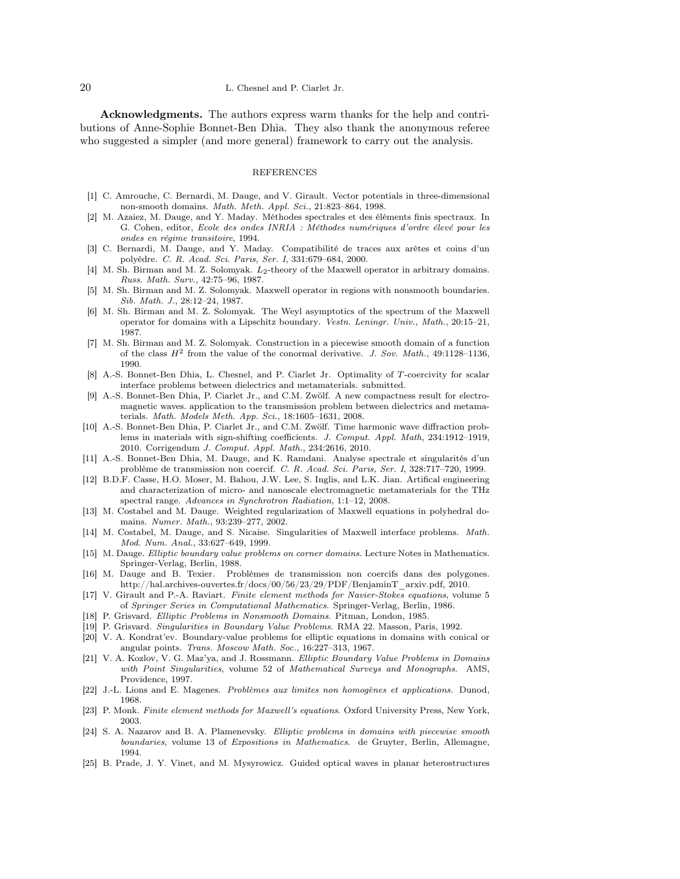**Acknowledgments.** The authors express warm thanks for the help and contributions of Anne-Sophie Bonnet-Ben Dhia. They also thank the anonymous referee who suggested a simpler (and more general) framework to carry out the analysis.

## REFERENCES

[1] C. Amrouche, C. Bernardi, M. Dauge, and V. Girault. Vector potentials in three-dimensional non-smooth domains. *Math. Meth. Appl. Sci.*, 21:823–864, 1998.

[2] M. Azaiez, M. Dauge, and Y. Maday. Méthodes spectrales et des éléments finis spectraux. In G. Cohen, editor, *Ecole des ondes INRIA : Méthodes numériques d'ordre élevé pour les ondes en régime transitoire*, 1994.

[3] C. Bernardi, M. Dauge, and Y. Maday. Compatibilité de traces aux arêtes et coins d'un polyèdre. *C. R. Acad. Sci. Paris, Ser. I*, 331:679–684, 2000.

[4] M. Sh. Birman and M. Z. Solomyak. $L_2$-theory of the Maxwell operator in arbitrary domains. *Russ. Math. Surv.*, 42:75–96, 1987.

[5] M. Sh. Birman and M. Z. Solomyak. Maxwell operator in regions with nonsmooth boundaries. *Sib. Math. J.*, 28:12–24, 1987.

[6] M. Sh. Birman and M. Z. Solomyak. The Weyl asymptotics of the spectrum of the Maxwell operator for domains with a Lipschitz boundary. *Vestn. Leningr. Univ., Math.*, 20:15–21, 1987.

[7] M. Sh. Birman and M. Z. Solomyak. Construction in a piecewise smooth domain of a function of the class $H^2$ from the value of the conormal derivative. *J. Sov. Math.*, 49:1128–1136, 1990.

[8] A.-S. Bonnet-Ben Dhia, L. Chesnel, and P. Ciarlet Jr. Optimality of $T$-coercivity for scalar interface problems between dielectrics and metamaterials. submitted.

[9] A.-S. Bonnet-Ben Dhia, P. Ciarlet Jr., and C.M. Zwölf. A new compactness result for electromagnetic waves. application to the transmission problem between dielectrics and metamaterials. *Math. Models Meth. App. Sci.*, 18:1605–1631, 2008.

[10] A.-S. Bonnet-Ben Dhia, P. Ciarlet Jr., and C.M. Zwölf. Time harmonic wave diffraction problems in materials with sign-shifting coefficients. *J. Comput. Appl. Math*, 234:1912–1919, 2010. Corrigendum *J. Comput. Appl. Math.*, 234:2616, 2010.

[11] A.-S. Bonnet-Ben Dhia, M. Dauge, and K. Ramdani. Analyse spectrale et singularités d'un problème de transmission non coercif. *C. R. Acad. Sci. Paris, Ser. I*, 328:717–720, 1999.

[12] B.D.F. Casse, H.O. Moser, M. Bahou, J.W. Lee, S. Inglis, and L.K. Jian. Artifical engineering and characterization of micro- and nanoscale electromagnetic metamaterials for the THz spectral range. *Advances in Synchrotron Radiation*, 1:1–12, 2008.

[13] M. Costabel and M. Dauge. Weighted regularization of Maxwell equations in polyhedral domains. *Numer. Math.*, 93:239–277, 2002.

[14] M. Costabel, M. Dauge, and S. Nicaise. Singularities of Maxwell interface problems. *Math. Mod. Num. Anal.*, 33:627–649, 1999.

[15] M. Dauge. *Elliptic boundary value problems on corner domains*. Lecture Notes in Mathematics. Springer-Verlag, Berlin, 1988.

[16] M. Dauge and B. Texier. Problèmes de transmission non coercifs dans des polygones. http://hal.archives-ouvertes.fr/docs/00/56/23/29/PDF/BenjaminT_arxiv.pdf, 2010.

[17] V. Girault and P.-A. Raviart. *Finite element methods for Navier-Stokes equations*, volume 5 of *Springer Series in Computational Mathematics*. Springer-Verlag, Berlin, 1986.

[18] P. Grisvard. *Elliptic Problems in Nonsmooth Domains*. Pitman, London, 1985.

[19] P. Grisvard. *Singularities in Boundary Value Problems*. RMA 22. Masson, Paris, 1992.

[20] V. A. Kondrat'ev. Boundary-value problems for elliptic equations in domains with conical or angular points. *Trans. Moscow Math. Soc.*, 16:227–313, 1967.

[21] V. A. Kozlov, V. G. Maz'ya, and J. Rossmann. *Elliptic Boundary Value Problems in Domains with Point Singularities*, volume 52 of *Mathematical Surveys and Monographs*. AMS, Providence, 1997.

[22] J.-L. Lions and E. Magenes. *Problèmes aux limites non homogènes et applications*. Dunod, 1968.

[23] P. Monk. *Finite element methods for Maxwell's equations*. Oxford University Press, New York, 2003.

[24] S. A. Nazarov and B. A. Plamenevsky. *Elliptic problems in domains with piecewise smooth boundaries*, volume 13 of *Expositions in Mathematics*. de Gruyter, Berlin, Allemagne, 1994.

[25] B. Prade, J. Y. Vinet, and M. Mysyrowicz. Guided optical waves in planar heterostructures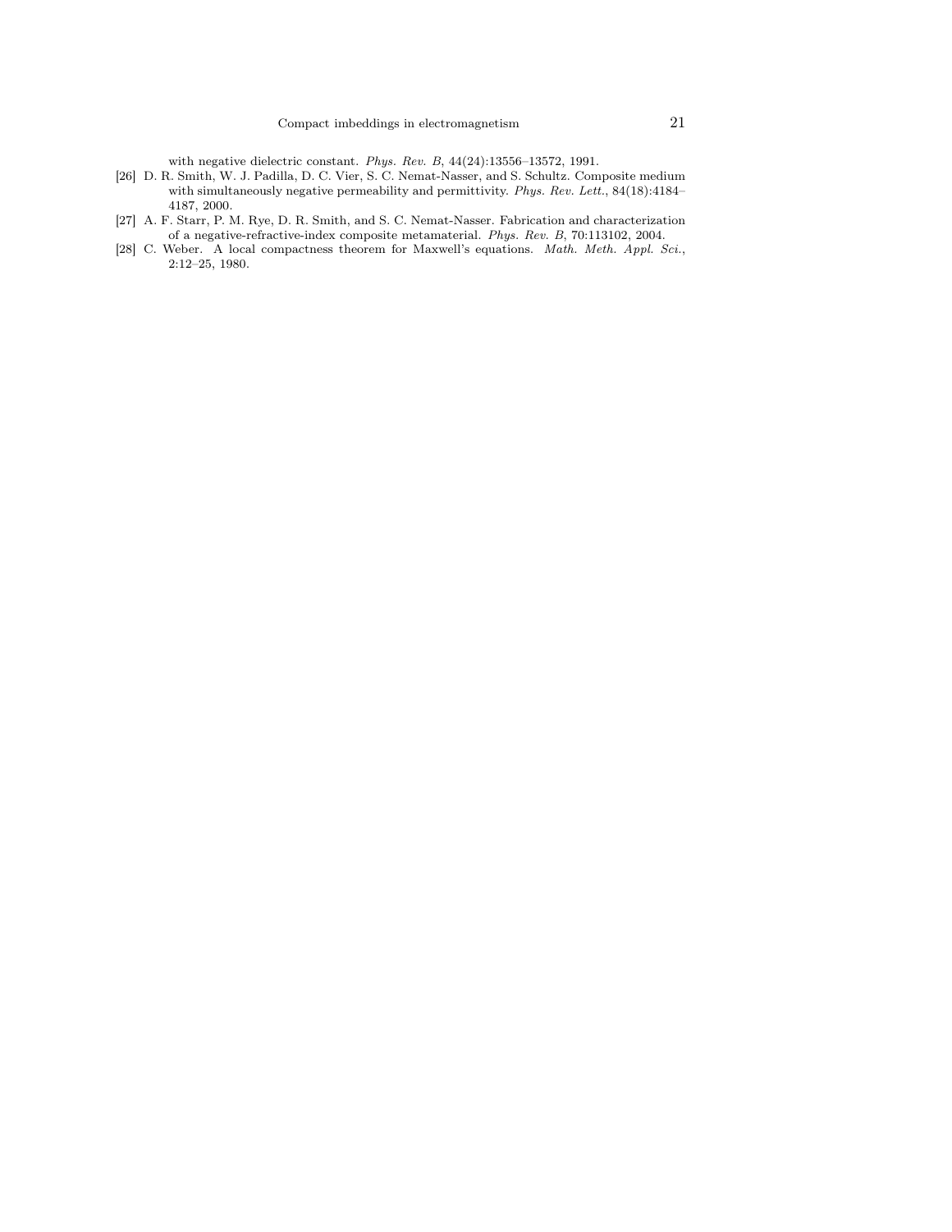with negative dielectric constant. *Phys. Rev. B*, 44(24):13556–13572, 1991.

[26] D. R. Smith, W. J. Padilla, D. C. Vier, S. C. Nemat-Nasser, and S. Schultz. Composite medium with simultaneously negative permeability and permittivity. *Phys. Rev. Lett.*, 84(18):4184–4187, 2000.

[27] A. F. Starr, P. M. Rye, D. R. Smith, and S. C. Nemat-Nasser. Fabrication and characterization of a negative-refractive-index composite metamaterial. *Phys. Rev. B*, 70:113102, 2004.

[28] C. Weber. A local compactness theorem for Maxwell's equations. *Math. Meth. Appl. Sci.*, 2:12–25, 1980.